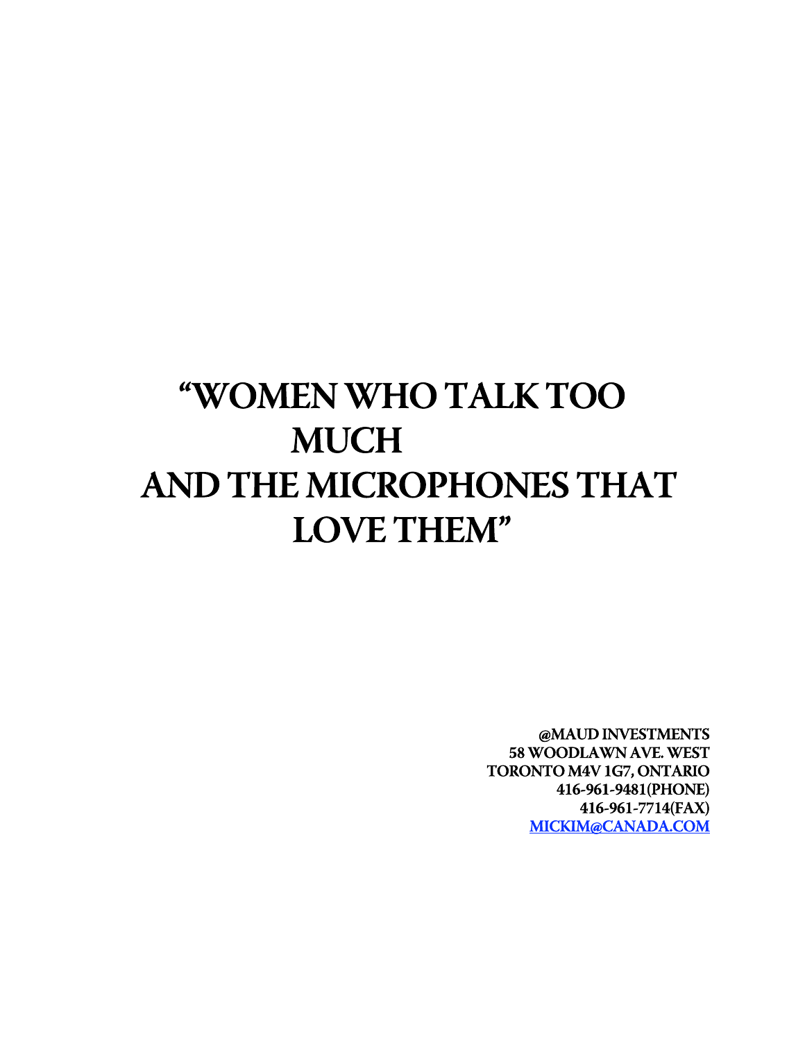# "WOMEN WHO TALK TOO MUCH AND THE MICROPHONES THAT LOVE THEM"

**@MAUD INVESTMENTS**
**58 WOODLAWN AVE. WEST**
**TORONTO M4V 1G7, ONTARIO**
**416-961-9481(PHONE)**
**416-961-7714(FAX)**
**MICKIM@CANADA.COM**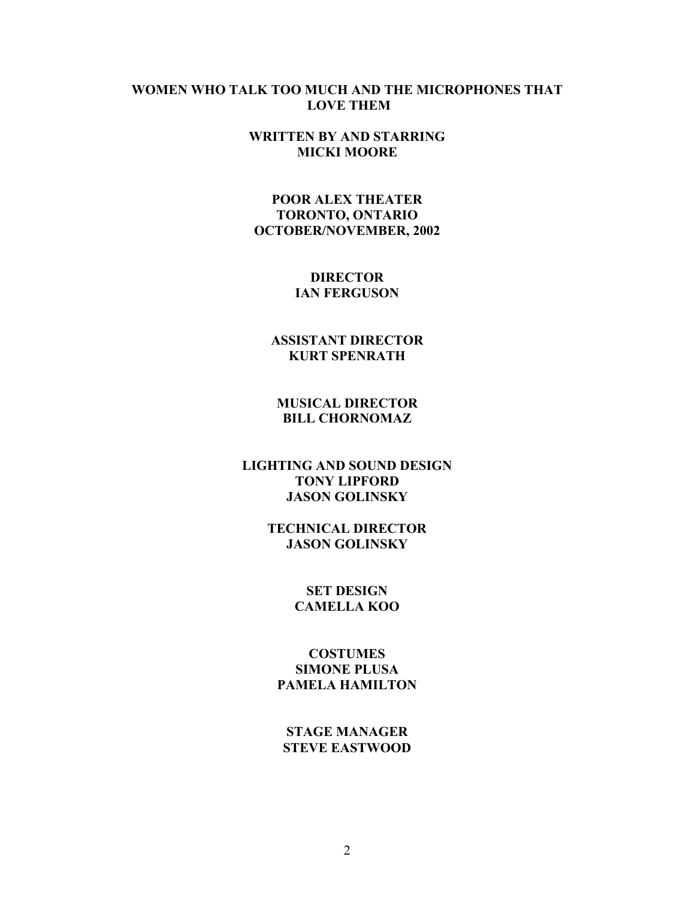**WOMEN WHO TALK TOO MUCH AND THE MICROPHONES THAT LOVE THEM**

**WRITTEN BY AND STARRING**
**MICKI MOORE**

**POOR ALEX THEATER**
**TORONTO, ONTARIO**
**OCTOBER/NOVEMBER, 2002**

**DIRECTOR**
**IAN FERGUSON**

**ASSISTANT DIRECTOR**
**KURT SPENRATH**

**MUSICAL DIRECTOR**
**BILL CHORNOMAZ**

**LIGHTING AND SOUND DESIGN**
**TONY LIPFORD**
**JASON GOLINSKY**

**TECHNICAL DIRECTOR**
**JASON GOLINSKY**

**SET DESIGN**
**CAMELLA KOO**

**COSTUMES**
**SIMONE PLUSA**
**PAMELA HAMILTON**

**STAGE MANAGER**
**STEVE EASTWOOD**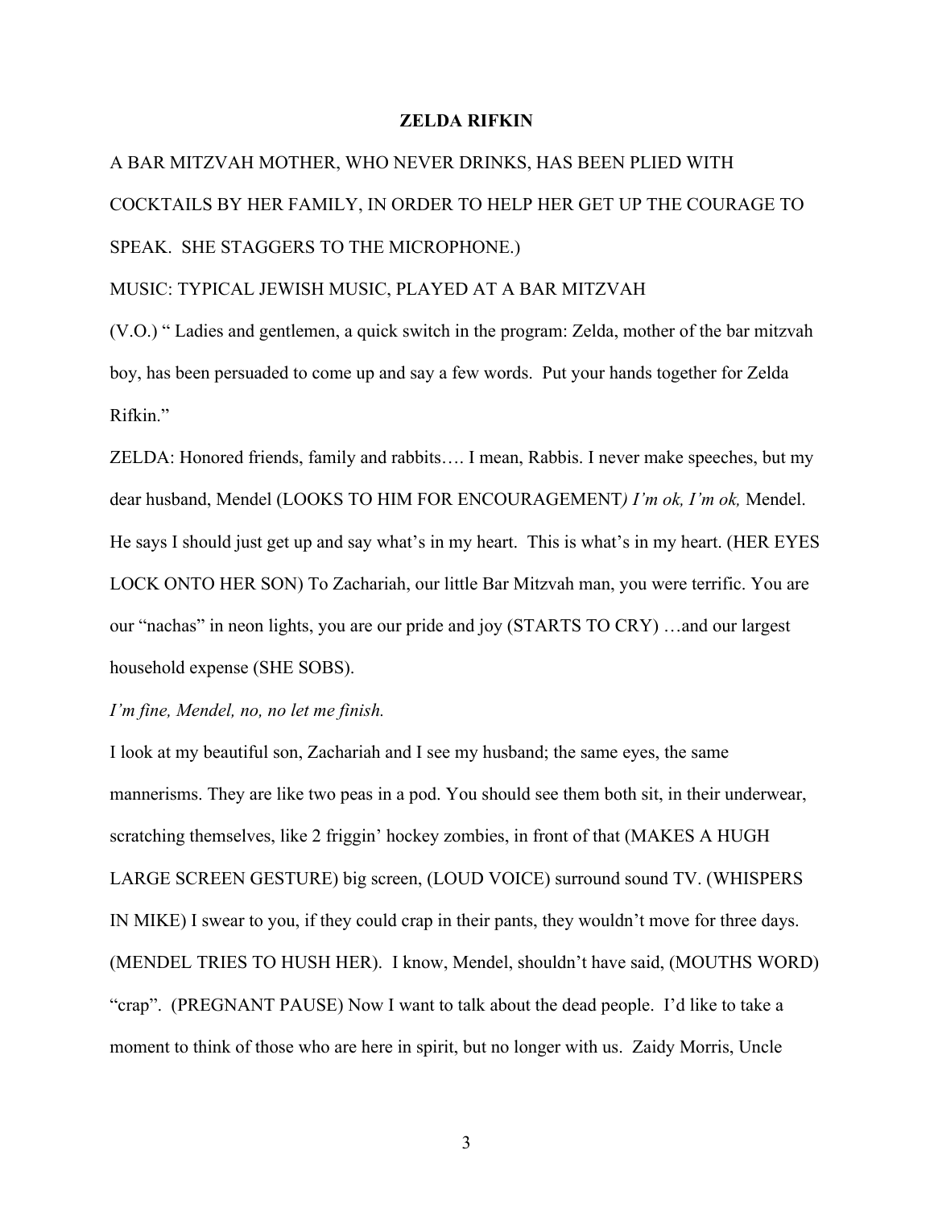**ZELDA RIFKIN**

A BAR MITZVAH MOTHER, WHO NEVER DRINKS, HAS BEEN PLIED WITH COCKTAILS BY HER FAMILY, IN ORDER TO HELP HER GET UP THE COURAGE TO SPEAK. SHE STAGGERS TO THE MICROPHONE.)

MUSIC: TYPICAL JEWISH MUSIC, PLAYED AT A BAR MITZVAH

(V.O.) " Ladies and gentlemen, a quick switch in the program: Zelda, mother of the bar mitzvah boy, has been persuaded to come up and say a few words. Put your hands together for Zelda Rifkin."

ZELDA: Honored friends, family and rabbits…. I mean, Rabbis. I never make speeches, but my dear husband, Mendel (LOOKS TO HIM FOR ENCOURAGEMENT*) I'm ok, I'm ok,* Mendel. He says I should just get up and say what's in my heart. This is what's in my heart. (HER EYES LOCK ONTO HER SON) To Zachariah, our little Bar Mitzvah man, you were terrific. You are our "nachas" in neon lights, you are our pride and joy (STARTS TO CRY) …and our largest household expense (SHE SOBS).

*I'm fine, Mendel, no, no let me finish.*

I look at my beautiful son, Zachariah and I see my husband; the same eyes, the same mannerisms. They are like two peas in a pod. You should see them both sit, in their underwear, scratching themselves, like 2 friggin' hockey zombies, in front of that (MAKES A HUGH LARGE SCREEN GESTURE) big screen, (LOUD VOICE) surround sound TV. (WHISPERS IN MIKE) I swear to you, if they could crap in their pants, they wouldn't move for three days. (MENDEL TRIES TO HUSH HER). I know, Mendel, shouldn't have said, (MOUTHS WORD) "crap". (PREGNANT PAUSE) Now I want to talk about the dead people. I'd like to take a moment to think of those who are here in spirit, but no longer with us. Zaidy Morris, Uncle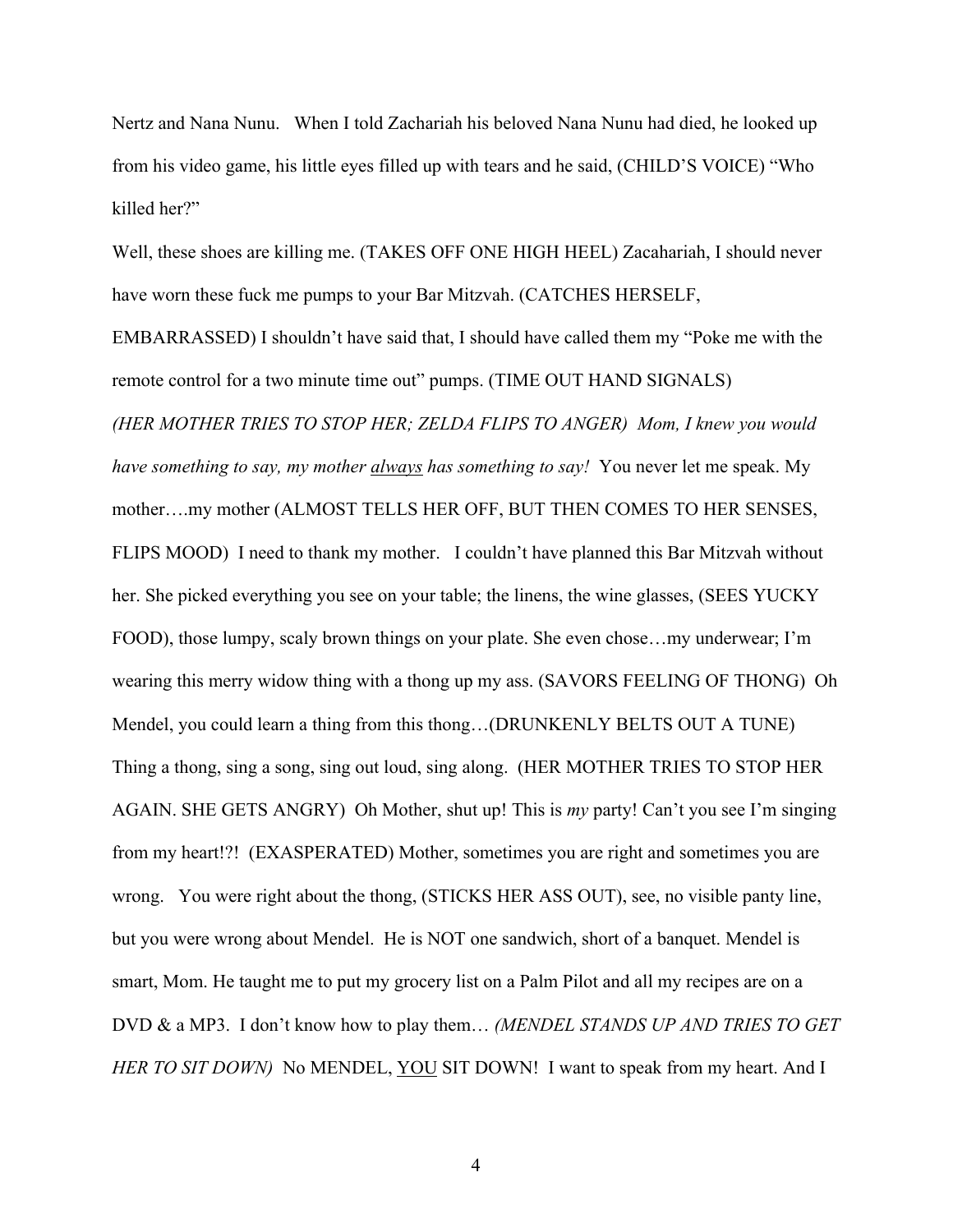Nertz and Nana Nunu.   When I told Zachariah his beloved Nana Nunu had died, he looked up from his video game, his little eyes filled up with tears and he said, (CHILD'S VOICE) "Who killed her?"

Well, these shoes are killing me. (TAKES OFF ONE HIGH HEEL) Zacahariah, I should never have worn these fuck me pumps to your Bar Mitzvah. (CATCHES HERSELF, EMBARRASSED) I shouldn't have said that, I should have called them my "Poke me with the remote control for a two minute time out" pumps. (TIME OUT HAND SIGNALS) *(HER MOTHER TRIES TO STOP HER; ZELDA FLIPS TO ANGER) Mom, I knew you would have something to say, my mother <u>always</u> has something to say!* You never let me speak. My mother….my mother (ALMOST TELLS HER OFF, BUT THEN COMES TO HER SENSES, FLIPS MOOD)  I need to thank my mother.   I couldn't have planned this Bar Mitzvah without her. She picked everything you see on your table; the linens, the wine glasses, (SEES YUCKY FOOD), those lumpy, scaly brown things on your plate. She even chose…my underwear; I'm wearing this merry widow thing with a thong up my ass. (SAVORS FEELING OF THONG)  Oh Mendel, you could learn a thing from this thong…(DRUNKENLY BELTS OUT A TUNE) Thing a thong, sing a song, sing out loud, sing along.  (HER MOTHER TRIES TO STOP HER AGAIN. SHE GETS ANGRY)  Oh Mother, shut up! This is *my* party! Can't you see I'm singing from my heart!?!  (EXASPERATED) Mother, sometimes you are right and sometimes you are wrong.   You were right about the thong, (STICKS HER ASS OUT), see, no visible panty line, but you were wrong about Mendel.  He is NOT one sandwich, short of a banquet. Mendel is smart, Mom. He taught me to put my grocery list on a Palm Pilot and all my recipes are on a DVD & a MP3.  I don't know how to play them… *(MENDEL STANDS UP AND TRIES TO GET HER TO SIT DOWN)*  No MENDEL, <u>YOU</u> SIT DOWN!  I want to speak from my heart. And I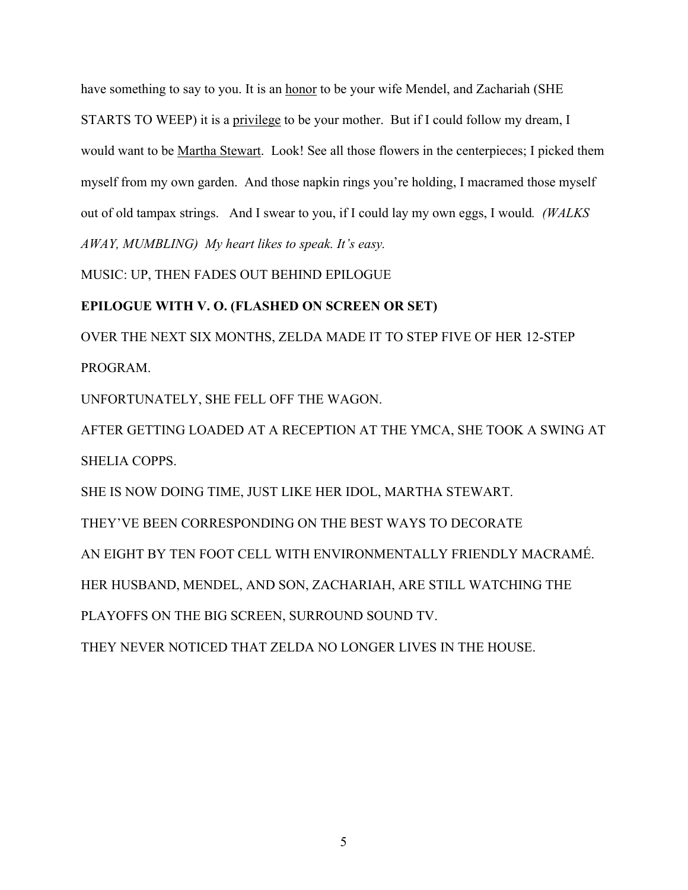have something to say to you. It is an <u>honor</u> to be your wife Mendel, and Zachariah (SHE STARTS TO WEEP) it is a <u>privilege</u> to be your mother. But if I could follow my dream, I would want to be <u>Martha Stewart</u>. Look! See all those flowers in the centerpieces; I picked them myself from my own garden. And those napkin rings you're holding, I macramed those myself out of old tampax strings. And I swear to you, if I could lay my own eggs, I would. *(WALKS AWAY, MUMBLING) My heart likes to speak. It's easy.*

MUSIC: UP, THEN FADES OUT BEHIND EPILOGUE

**EPILOGUE WITH V. O. (FLASHED ON SCREEN OR SET)**

OVER THE NEXT SIX MONTHS, ZELDA MADE IT TO STEP FIVE OF HER 12-STEP PROGRAM.

UNFORTUNATELY, SHE FELL OFF THE WAGON.

AFTER GETTING LOADED AT A RECEPTION AT THE YMCA, SHE TOOK A SWING AT SHELIA COPPS.

SHE IS NOW DOING TIME, JUST LIKE HER IDOL, MARTHA STEWART.

THEY'VE BEEN CORRESPONDING ON THE BEST WAYS TO DECORATE AN EIGHT BY TEN FOOT CELL WITH ENVIRONMENTALLY FRIENDLY MACRAMÉ.

HER HUSBAND, MENDEL, AND SON, ZACHARIAH, ARE STILL WATCHING THE PLAYOFFS ON THE BIG SCREEN, SURROUND SOUND TV.

THEY NEVER NOTICED THAT ZELDA NO LONGER LIVES IN THE HOUSE.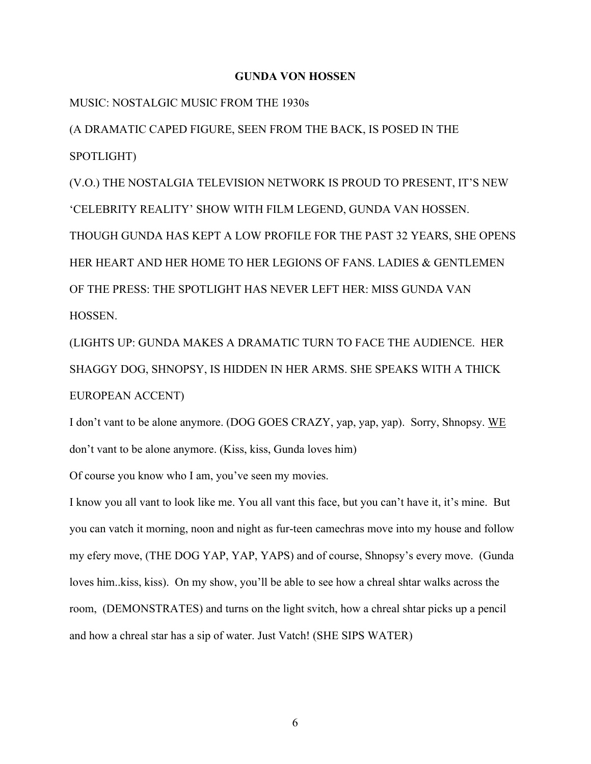**GUNDA VON HOSSEN**

MUSIC: NOSTALGIC MUSIC FROM THE 1930s

(A DRAMATIC CAPED FIGURE, SEEN FROM THE BACK, IS POSED IN THE SPOTLIGHT)

(V.O.) THE NOSTALGIA TELEVISION NETWORK IS PROUD TO PRESENT, IT'S NEW 'CELEBRITY REALITY' SHOW WITH FILM LEGEND, GUNDA VAN HOSSEN. THOUGH GUNDA HAS KEPT A LOW PROFILE FOR THE PAST 32 YEARS, SHE OPENS HER HEART AND HER HOME TO HER LEGIONS OF FANS. LADIES & GENTLEMEN OF THE PRESS: THE SPOTLIGHT HAS NEVER LEFT HER: MISS GUNDA VAN HOSSEN.

(LIGHTS UP: GUNDA MAKES A DRAMATIC TURN TO FACE THE AUDIENCE. HER SHAGGY DOG, SHNOPSY, IS HIDDEN IN HER ARMS. SHE SPEAKS WITH A THICK EUROPEAN ACCENT)

I don't vant to be alone anymore. (DOG GOES CRAZY, yap, yap, yap). Sorry, Shnopsy. <u>WE</u> don't vant to be alone anymore. (Kiss, kiss, Gunda loves him)

Of course you know who I am, you've seen my movies.

I know you all vant to look like me. You all vant this face, but you can't have it, it's mine. But you can vatch it morning, noon and night as fur-teen camechras move into my house and follow my efery move, (THE DOG YAP, YAP, YAPS) and of course, Shnopsy's every move. (Gunda loves him..kiss, kiss). On my show, you'll be able to see how a chreal shtar walks across the room, (DEMONSTRATES) and turns on the light svitch, how a chreal shtar picks up a pencil and how a chreal star has a sip of water. Just Vatch! (SHE SIPS WATER)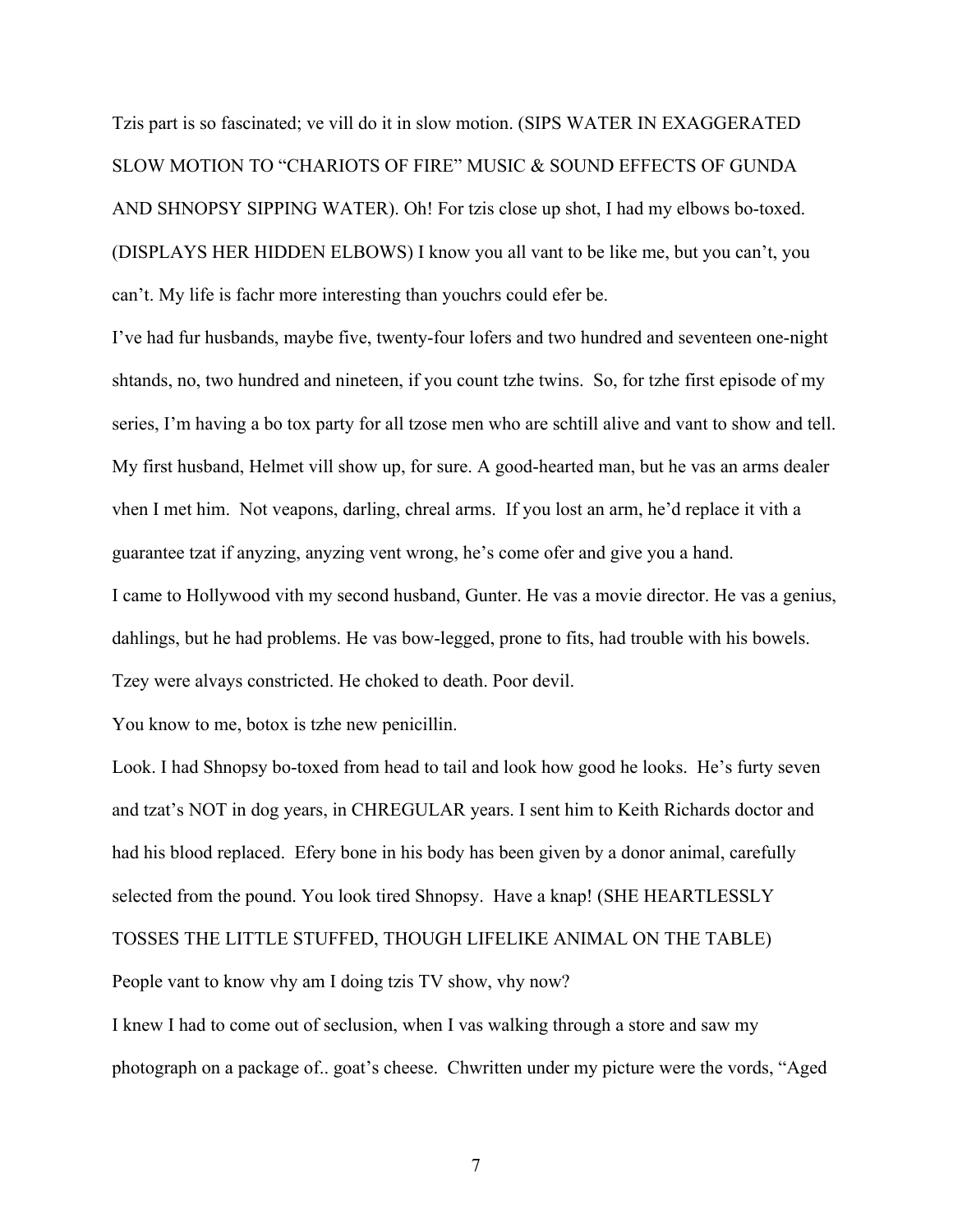Tzis part is so fascinated; ve vill do it in slow motion. (SIPS WATER IN EXAGGERATED SLOW MOTION TO "CHARIOTS OF FIRE" MUSIC & SOUND EFFECTS OF GUNDA AND SHNOPSY SIPPING WATER). Oh! For tzis close up shot, I had my elbows bo-toxed. (DISPLAYS HER HIDDEN ELBOWS) I know you all vant to be like me, but you can't, you can't. My life is fachr more interesting than youchrs could efer be.

I've had fur husbands, maybe five, twenty-four lofers and two hundred and seventeen one-night shtands, no, two hundred and nineteen, if you count tzhe twins. So, for tzhe first episode of my series, I'm having a bo tox party for all tzose men who are schtill alive and vant to show and tell. My first husband, Helmet vill show up, for sure. A good-hearted man, but he vas an arms dealer vhen I met him. Not veapons, darling, chreal arms. If you lost an arm, he'd replace it vith a guarantee tzat if anyzing, anyzing vent wrong, he's come ofer and give you a hand.

I came to Hollywood vith my second husband, Gunter. He vas a movie director. He vas a genius, dahlings, but he had problems. He vas bow-legged, prone to fits, had trouble with his bowels. Tzey were alvays constricted. He choked to death. Poor devil.

You know to me, botox is tzhe new penicillin.

Look. I had Shnopsy bo-toxed from head to tail and look how good he looks. He's furty seven and tzat's NOT in dog years, in CHREGULAR years. I sent him to Keith Richards doctor and had his blood replaced. Efery bone in his body has been given by a donor animal, carefully selected from the pound. You look tired Shnopsy. Have a knap! (SHE HEARTLESSLY TOSSES THE LITTLE STUFFED, THOUGH LIFELIKE ANIMAL ON THE TABLE)

People vant to know vhy am I doing tzis TV show, vhy now?

I knew I had to come out of seclusion, when I vas walking through a store and saw my photograph on a package of.. goat's cheese. Chwritten under my picture were the vords, "Aged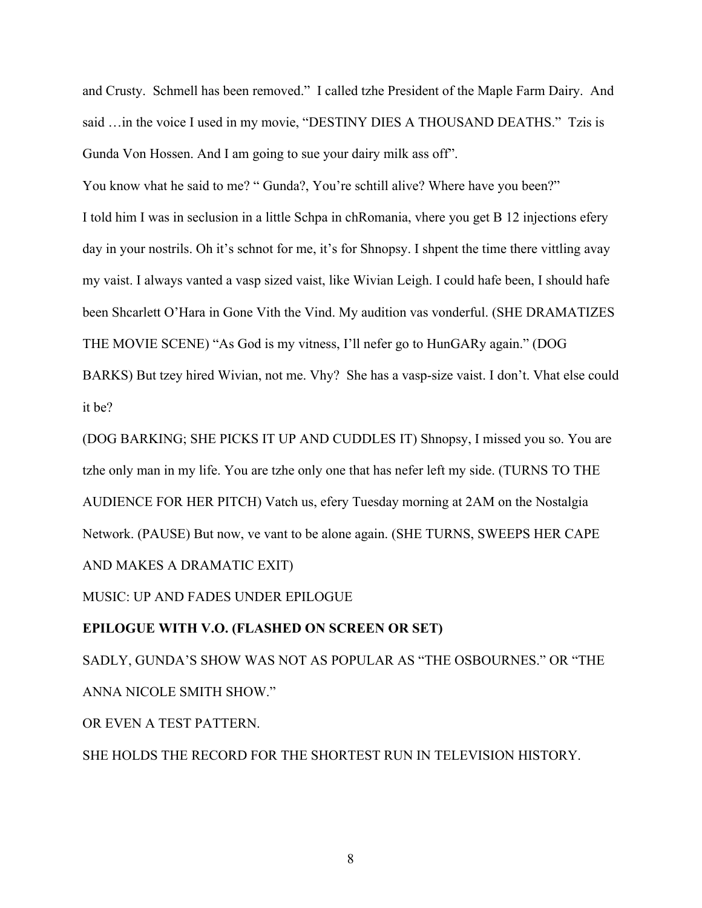and Crusty. Schmell has been removed." I called tzhe President of the Maple Farm Dairy. And said …in the voice I used in my movie, "DESTINY DIES A THOUSAND DEATHS." Tzis is Gunda Von Hossen. And I am going to sue your dairy milk ass off".

You know vhat he said to me? " Gunda?, You're schtill alive? Where have you been?"

I told him I was in seclusion in a little Schpa in chRomania, vhere you get B 12 injections efery day in your nostrils. Oh it's schnot for me, it's for Shnopsy. I shpent the time there vittling avay my vaist. I always vanted a vasp sized vaist, like Wivian Leigh. I could hafe been, I should hafe been Shcarlett O'Hara in Gone Vith the Vind. My audition vas vonderful. (SHE DRAMATIZES THE MOVIE SCENE) "As God is my vitness, I'll nefer go to HunGARy again." (DOG BARKS) But tzey hired Wivian, not me. Vhy? She has a vasp-size vaist. I don't. Vhat else could it be?

(DOG BARKING; SHE PICKS IT UP AND CUDDLES IT) Shnopsy, I missed you so. You are tzhe only man in my life. You are tzhe only one that has nefer left my side. (TURNS TO THE AUDIENCE FOR HER PITCH) Vatch us, efery Tuesday morning at 2AM on the Nostalgia Network. (PAUSE) But now, ve vant to be alone again. (SHE TURNS, SWEEPS HER CAPE AND MAKES A DRAMATIC EXIT)

MUSIC: UP AND FADES UNDER EPILOGUE

**EPILOGUE WITH V.O. (FLASHED ON SCREEN OR SET)**

SADLY, GUNDA'S SHOW WAS NOT AS POPULAR AS "THE OSBOURNES." OR "THE ANNA NICOLE SMITH SHOW."

OR EVEN A TEST PATTERN.

SHE HOLDS THE RECORD FOR THE SHORTEST RUN IN TELEVISION HISTORY.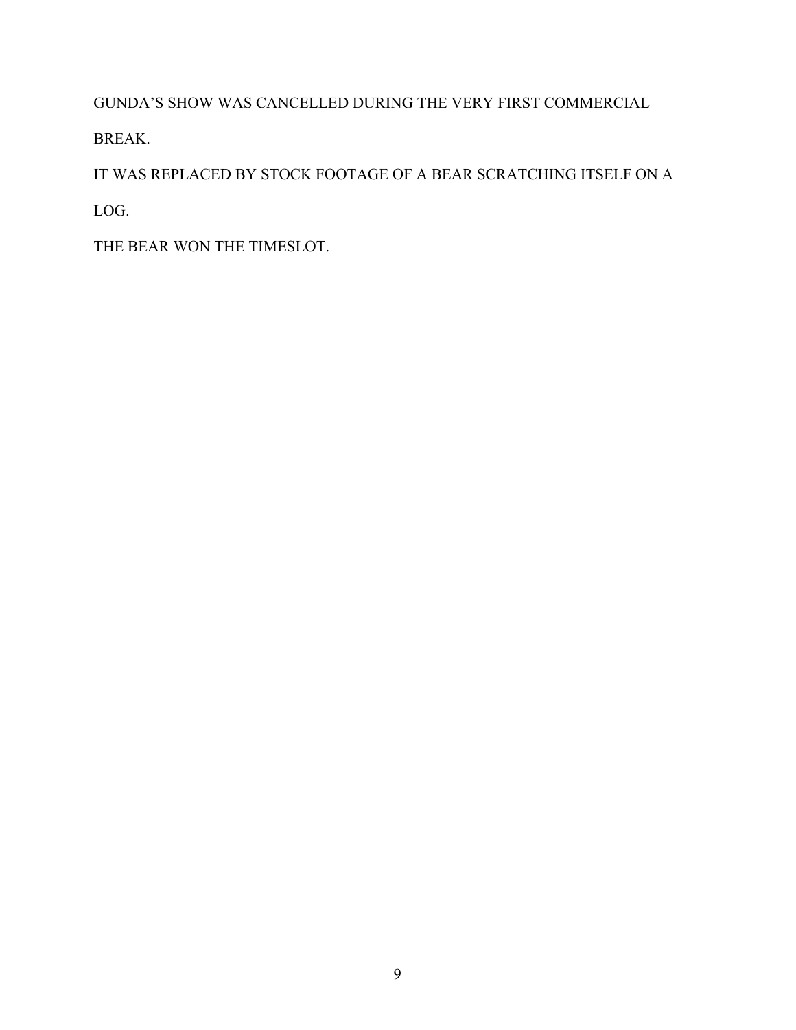GUNDA'S SHOW WAS CANCELLED DURING THE VERY FIRST COMMERCIAL BREAK.

IT WAS REPLACED BY STOCK FOOTAGE OF A BEAR SCRATCHING ITSELF ON A LOG.

THE BEAR WON THE TIMESLOT.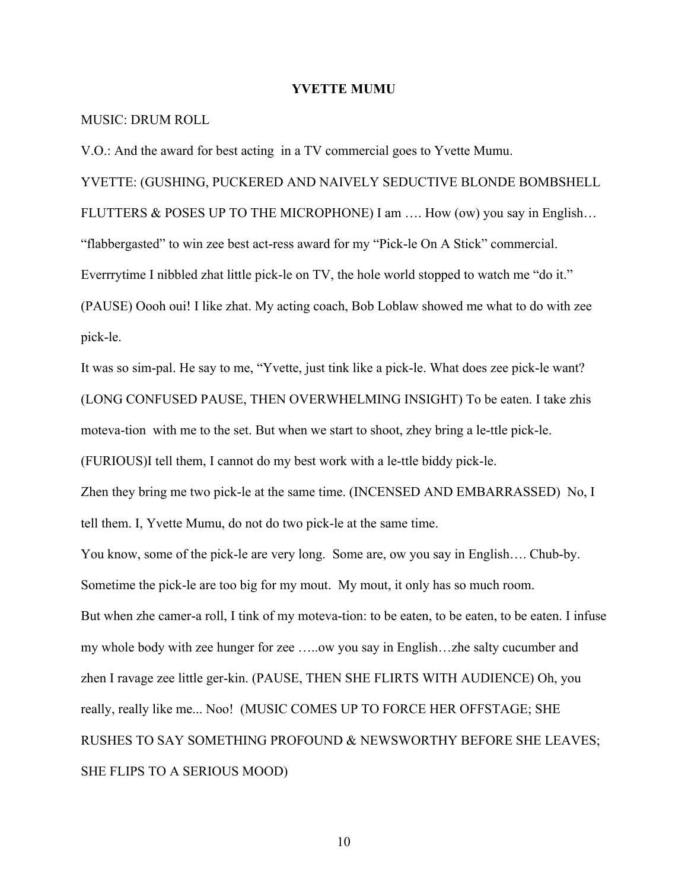**YVETTE MUMU**

MUSIC: DRUM ROLL

V.O.: And the award for best acting in a TV commercial goes to Yvette Mumu.

YVETTE: (GUSHING, PUCKERED AND NAIVELY SEDUCTIVE BLONDE BOMBSHELL FLUTTERS & POSES UP TO THE MICROPHONE) I am …. How (ow) you say in English… "flabbergasted" to win zee best act-ress award for my "Pick-le On A Stick" commercial. Everrrytime I nibbled zhat little pick-le on TV, the hole world stopped to watch me "do it." (PAUSE) Oooh oui! I like zhat. My acting coach, Bob Loblaw showed me what to do with zee pick-le.

It was so sim-pal. He say to me, "Yvette, just tink like a pick-le. What does zee pick-le want? (LONG CONFUSED PAUSE, THEN OVERWHELMING INSIGHT) To be eaten. I take zhis moteva-tion with me to the set. But when we start to shoot, zhey bring a le-ttle pick-le. (FURIOUS)I tell them, I cannot do my best work with a le-ttle biddy pick-le.

Zhen they bring me two pick-le at the same time. (INCENSED AND EMBARRASSED) No, I tell them. I, Yvette Mumu, do not do two pick-le at the same time.

You know, some of the pick-le are very long. Some are, ow you say in English…. Chub-by. Sometime the pick-le are too big for my mout. My mout, it only has so much room.

But when zhe camer-a roll, I tink of my moteva-tion: to be eaten, to be eaten, to be eaten. I infuse my whole body with zee hunger for zee …..ow you say in English…zhe salty cucumber and zhen I ravage zee little ger-kin. (PAUSE, THEN SHE FLIRTS WITH AUDIENCE) Oh, you really, really like me... Noo! (MUSIC COMES UP TO FORCE HER OFFSTAGE; SHE RUSHES TO SAY SOMETHING PROFOUND & NEWSWORTHY BEFORE SHE LEAVES; SHE FLIPS TO A SERIOUS MOOD)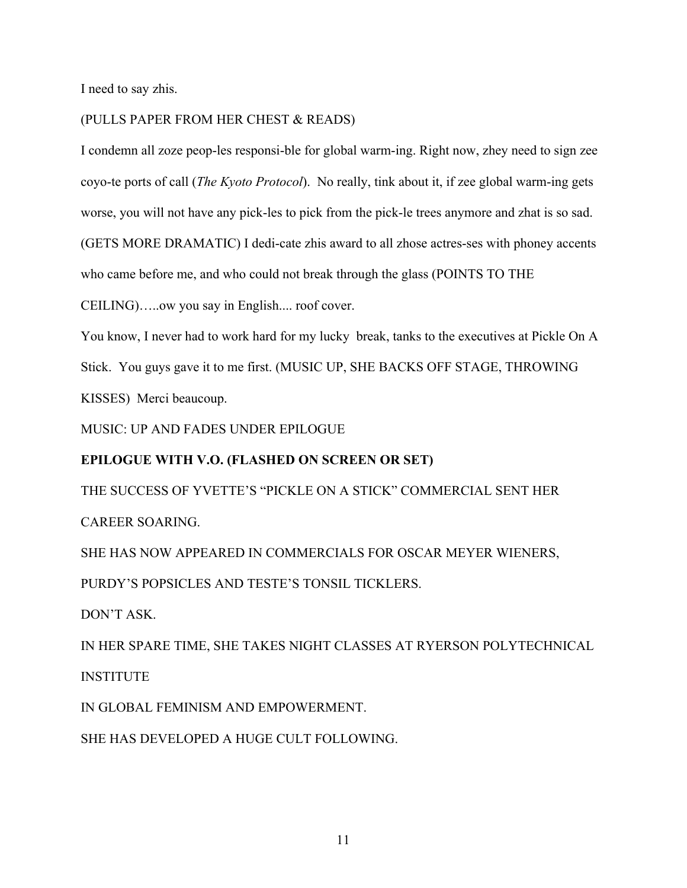I need to say zhis.

(PULLS PAPER FROM HER CHEST & READS)

I condemn all zoze peop-les responsi-ble for global warm-ing. Right now, zhey need to sign zee coyo-te ports of call (*The Kyoto Protocol*). No really, tink about it, if zee global warm-ing gets worse, you will not have any pick-les to pick from the pick-le trees anymore and zhat is so sad. (GETS MORE DRAMATIC) I dedi-cate zhis award to all zhose actres-ses with phoney accents who came before me, and who could not break through the glass (POINTS TO THE CEILING)…..ow you say in English.... roof cover.

You know, I never had to work hard for my lucky break, tanks to the executives at Pickle On A Stick. You guys gave it to me first. (MUSIC UP, SHE BACKS OFF STAGE, THROWING KISSES) Merci beaucoup.

MUSIC: UP AND FADES UNDER EPILOGUE

**EPILOGUE WITH V.O. (FLASHED ON SCREEN OR SET)**

THE SUCCESS OF YVETTE'S "PICKLE ON A STICK" COMMERCIAL SENT HER CAREER SOARING.

SHE HAS NOW APPEARED IN COMMERCIALS FOR OSCAR MEYER WIENERS, PURDY'S POPSICLES AND TESTE'S TONSIL TICKLERS.

DON'T ASK.

IN HER SPARE TIME, SHE TAKES NIGHT CLASSES AT RYERSON POLYTECHNICAL INSTITUTE

IN GLOBAL FEMINISM AND EMPOWERMENT.

SHE HAS DEVELOPED A HUGE CULT FOLLOWING.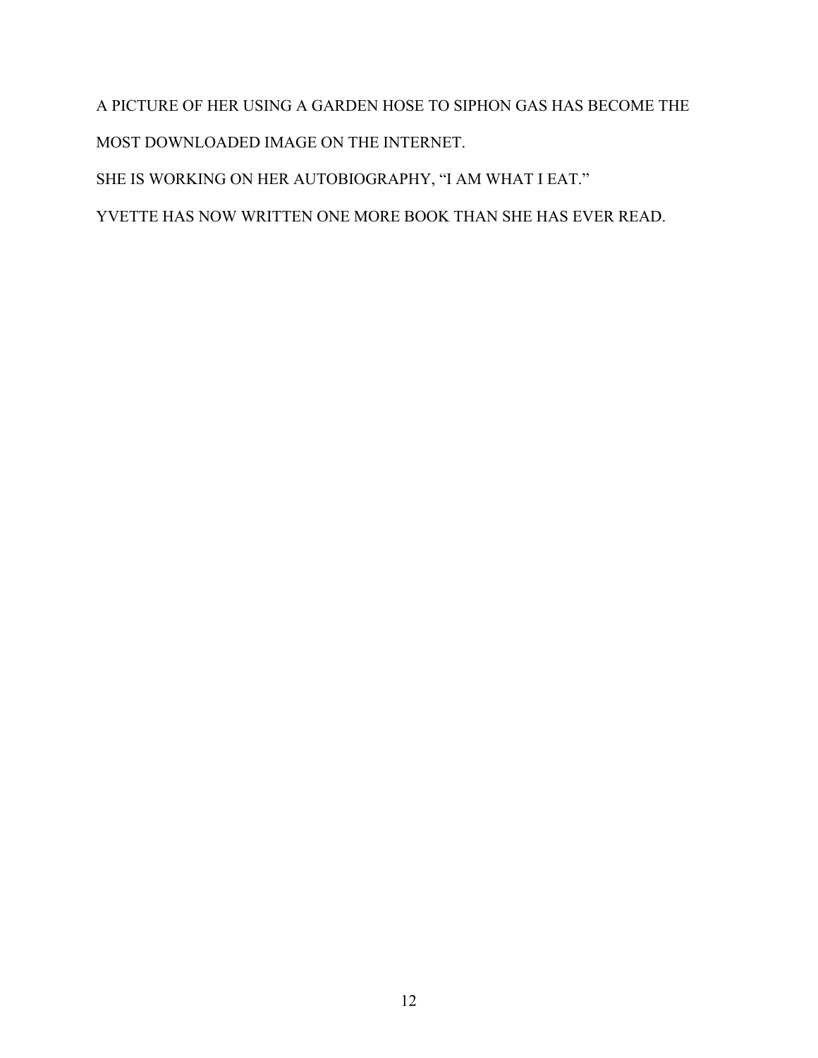A PICTURE OF HER USING A GARDEN HOSE TO SIPHON GAS HAS BECOME THE MOST DOWNLOADED IMAGE ON THE INTERNET.

SHE IS WORKING ON HER AUTOBIOGRAPHY, “I AM WHAT I EAT.”

YVETTE HAS NOW WRITTEN ONE MORE BOOK THAN SHE HAS EVER READ.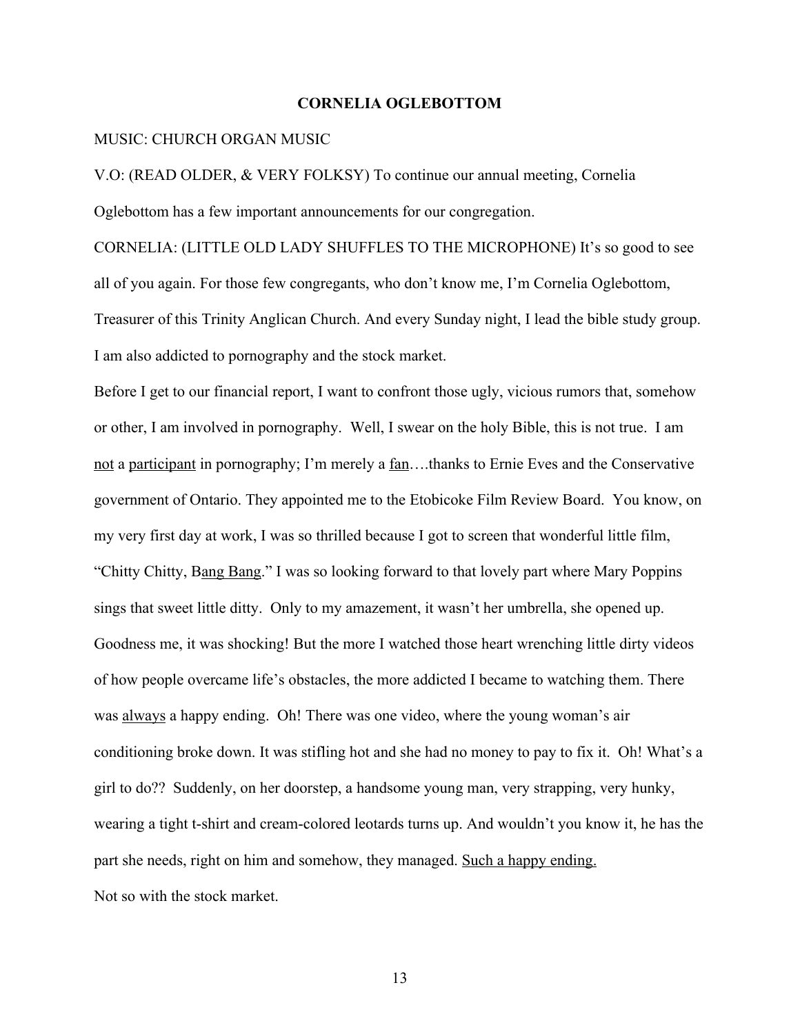**CORNELIA OGLEBOTTOM**

MUSIC: CHURCH ORGAN MUSIC

V.O: (READ OLDER, & VERY FOLKSY) To continue our annual meeting, Cornelia Oglebottom has a few important announcements for our congregation.

CORNELIA: (LITTLE OLD LADY SHUFFLES TO THE MICROPHONE) It's so good to see all of you again. For those few congregants, who don't know me, I'm Cornelia Oglebottom, Treasurer of this Trinity Anglican Church. And every Sunday night, I lead the bible study group. I am also addicted to pornography and the stock market.

Before I get to our financial report, I want to confront those ugly, vicious rumors that, somehow or other, I am involved in pornography. Well, I swear on the holy Bible, this is not true. I am <u>not</u> a <u>participant</u> in pornography; I'm merely a <u>fan</u>….thanks to Ernie Eves and the Conservative government of Ontario. They appointed me to the Etobicoke Film Review Board. You know, on my very first day at work, I was so thrilled because I got to screen that wonderful little film, "Chitty Chitty, B<u>ang Bang</u>." I was so looking forward to that lovely part where Mary Poppins sings that sweet little ditty. Only to my amazement, it wasn't her umbrella, she opened up. Goodness me, it was shocking! But the more I watched those heart wrenching little dirty videos of how people overcame life's obstacles, the more addicted I became to watching them. There was <u>always</u> a happy ending. Oh! There was one video, where the young woman's air conditioning broke down. It was stifling hot and she had no money to pay to fix it. Oh! What's a girl to do?? Suddenly, on her doorstep, a handsome young man, very strapping, very hunky, wearing a tight t-shirt and cream-colored leotards turns up. And wouldn't you know it, he has the part she needs, right on him and somehow, they managed. <u>Such a happy ending.</u>

Not so with the stock market.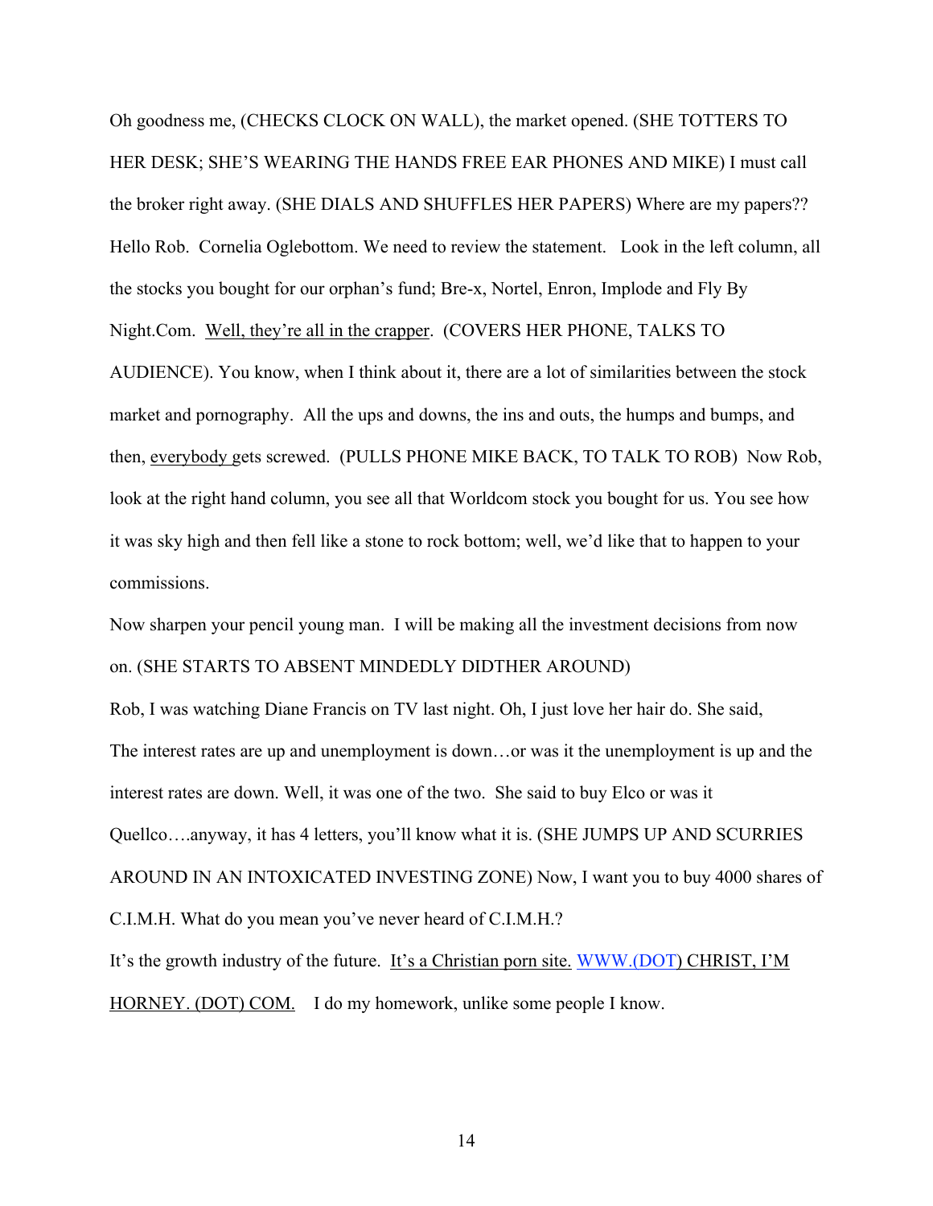Oh goodness me, (CHECKS CLOCK ON WALL), the market opened. (SHE TOTTERS TO HER DESK; SHE'S WEARING THE HANDS FREE EAR PHONES AND MIKE) I must call the broker right away. (SHE DIALS AND SHUFFLES HER PAPERS) Where are my papers?? Hello Rob.  Cornelia Oglebottom. We need to review the statement.   Look in the left column, all the stocks you bought for our orphan's fund; Bre-x, Nortel, Enron, Implode and Fly By Night.Com.  Well, they're all in the crapper.  (COVERS HER PHONE, TALKS TO AUDIENCE). You know, when I think about it, there are a lot of similarities between the stock market and pornography.  All the ups and downs, the ins and outs, the humps and bumps, and then, everybody gets screwed.  (PULLS PHONE MIKE BACK, TO TALK TO ROB)  Now Rob, look at the right hand column, you see all that Worldcom stock you bought for us. You see how it was sky high and then fell like a stone to rock bottom; well, we'd like that to happen to your commissions.

Now sharpen your pencil young man.  I will be making all the investment decisions from now on. (SHE STARTS TO ABSENT MINDEDLY DIDTHER AROUND)

Rob, I was watching Diane Francis on TV last night. Oh, I just love her hair do. She said, The interest rates are up and unemployment is down…or was it the unemployment is up and the interest rates are down. Well, it was one of the two.  She said to buy Elco or was it Quellco….anyway, it has 4 letters, you'll know what it is. (SHE JUMPS UP AND SCURRIES AROUND IN AN INTOXICATED INVESTING ZONE) Now, I want you to buy 4000 shares of C.I.M.H. What do you mean you've never heard of C.I.M.H.?

It's the growth industry of the future.  It's a Christian porn site. WWW.(DOT) CHRIST, I'M HORNEY. (DOT) COM.    I do my homework, unlike some people I know.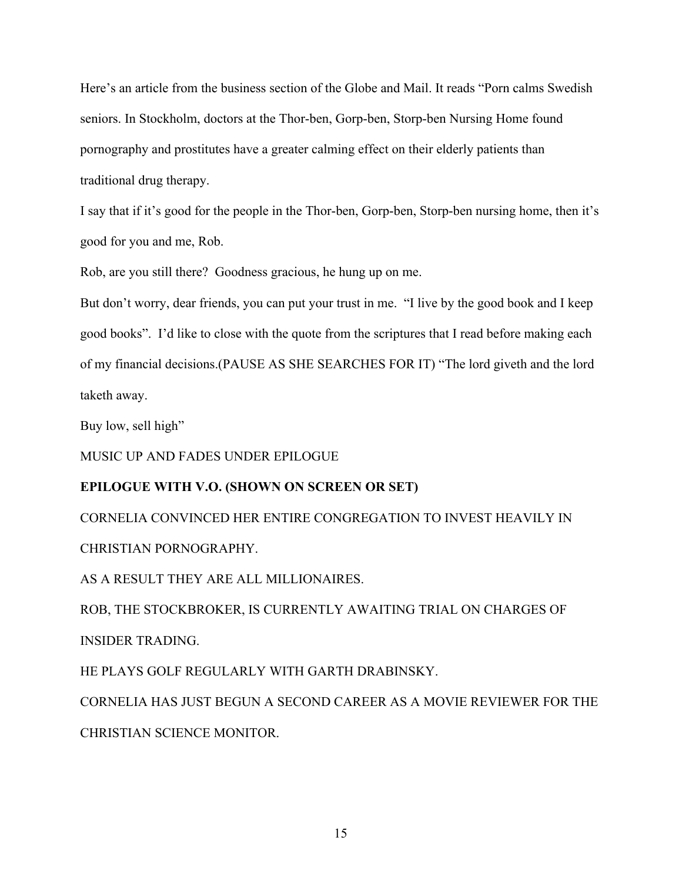Here's an article from the business section of the Globe and Mail. It reads "Porn calms Swedish seniors. In Stockholm, doctors at the Thor-ben, Gorp-ben, Storp-ben Nursing Home found pornography and prostitutes have a greater calming effect on their elderly patients than traditional drug therapy.

I say that if it's good for the people in the Thor-ben, Gorp-ben, Storp-ben nursing home, then it's good for you and me, Rob.

Rob, are you still there? Goodness gracious, he hung up on me.

But don't worry, dear friends, you can put your trust in me. "I live by the good book and I keep good books". I'd like to close with the quote from the scriptures that I read before making each of my financial decisions.(PAUSE AS SHE SEARCHES FOR IT) "The lord giveth and the lord taketh away.

Buy low, sell high"

MUSIC UP AND FADES UNDER EPILOGUE

**EPILOGUE WITH V.O. (SHOWN ON SCREEN OR SET)**

CORNELIA CONVINCED HER ENTIRE CONGREGATION TO INVEST HEAVILY IN CHRISTIAN PORNOGRAPHY.

AS A RESULT THEY ARE ALL MILLIONAIRES.

ROB, THE STOCKBROKER, IS CURRENTLY AWAITING TRIAL ON CHARGES OF INSIDER TRADING.

HE PLAYS GOLF REGULARLY WITH GARTH DRABINSKY.

CORNELIA HAS JUST BEGUN A SECOND CAREER AS A MOVIE REVIEWER FOR THE CHRISTIAN SCIENCE MONITOR.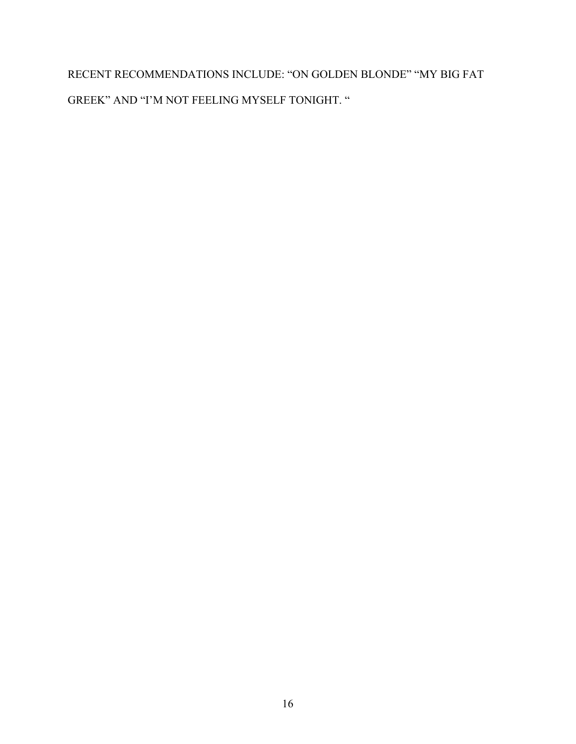RECENT RECOMMENDATIONS INCLUDE: “ON GOLDEN BLONDE” “MY BIG FAT GREEK” AND “I’M NOT FEELING MYSELF TONIGHT. “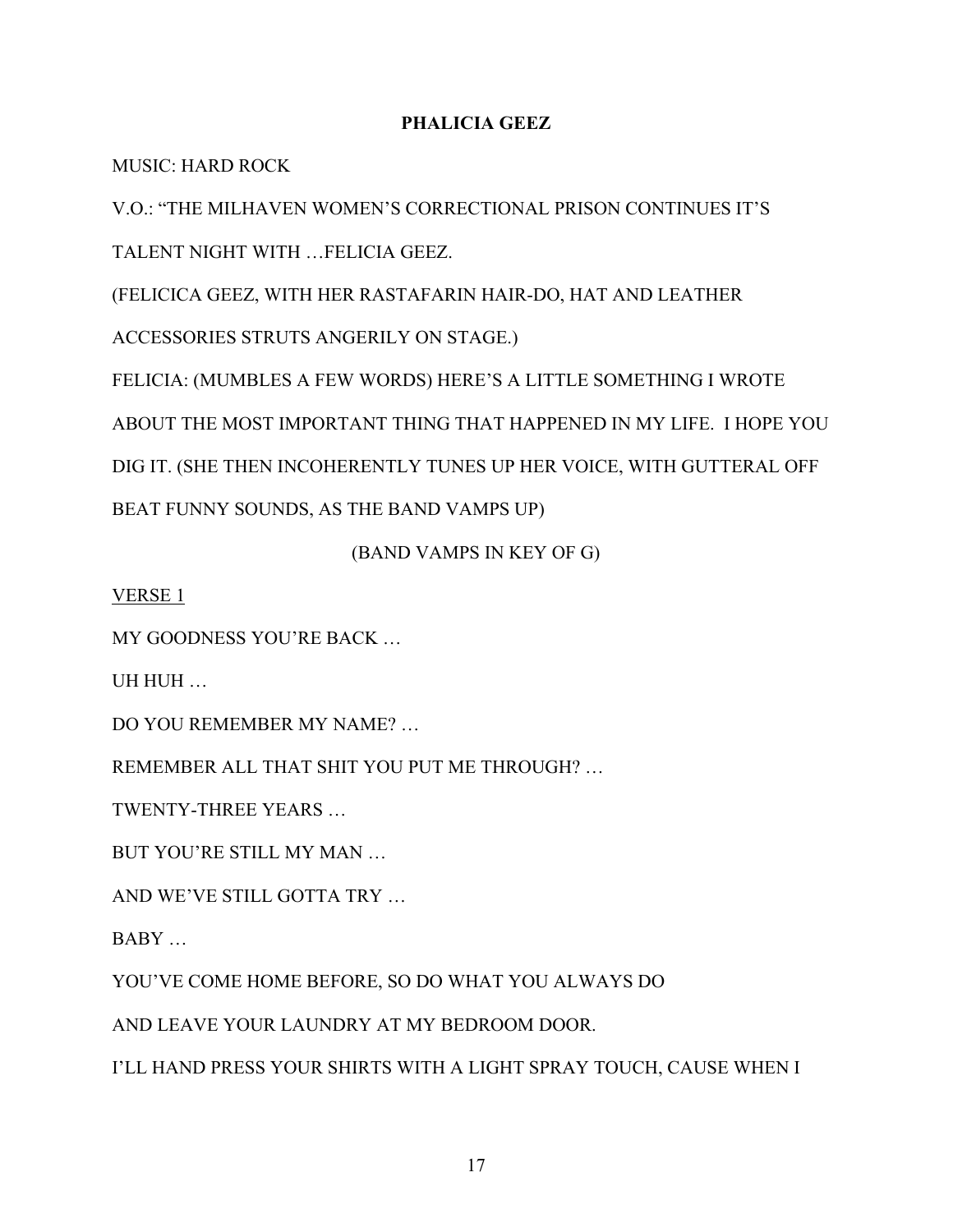**PHALICIA GEEZ**

MUSIC: HARD ROCK

V.O.: "THE MILHAVEN WOMEN'S CORRECTIONAL PRISON CONTINUES IT'S TALENT NIGHT WITH …FELICIA GEEZ.

(FELICICA GEEZ, WITH HER RASTAFARIN HAIR-DO, HAT AND LEATHER ACCESSORIES STRUTS ANGERILY ON STAGE.)

FELICIA: (MUMBLES A FEW WORDS) HERE'S A LITTLE SOMETHING I WROTE ABOUT THE MOST IMPORTANT THING THAT HAPPENED IN MY LIFE. I HOPE YOU DIG IT. (SHE THEN INCOHERENTLY TUNES UP HER VOICE, WITH GUTTERAL OFF BEAT FUNNY SOUNDS, AS THE BAND VAMPS UP)

(BAND VAMPS IN KEY OF G)

<u>VERSE 1</u>

MY GOODNESS YOU'RE BACK …

UH HUH …

DO YOU REMEMBER MY NAME? …

REMEMBER ALL THAT SHIT YOU PUT ME THROUGH? …

TWENTY-THREE YEARS …

BUT YOU'RE STILL MY MAN …

AND WE'VE STILL GOTTA TRY …

BABY …

YOU'VE COME HOME BEFORE, SO DO WHAT YOU ALWAYS DO

AND LEAVE YOUR LAUNDRY AT MY BEDROOM DOOR.

I'LL HAND PRESS YOUR SHIRTS WITH A LIGHT SPRAY TOUCH, CAUSE WHEN I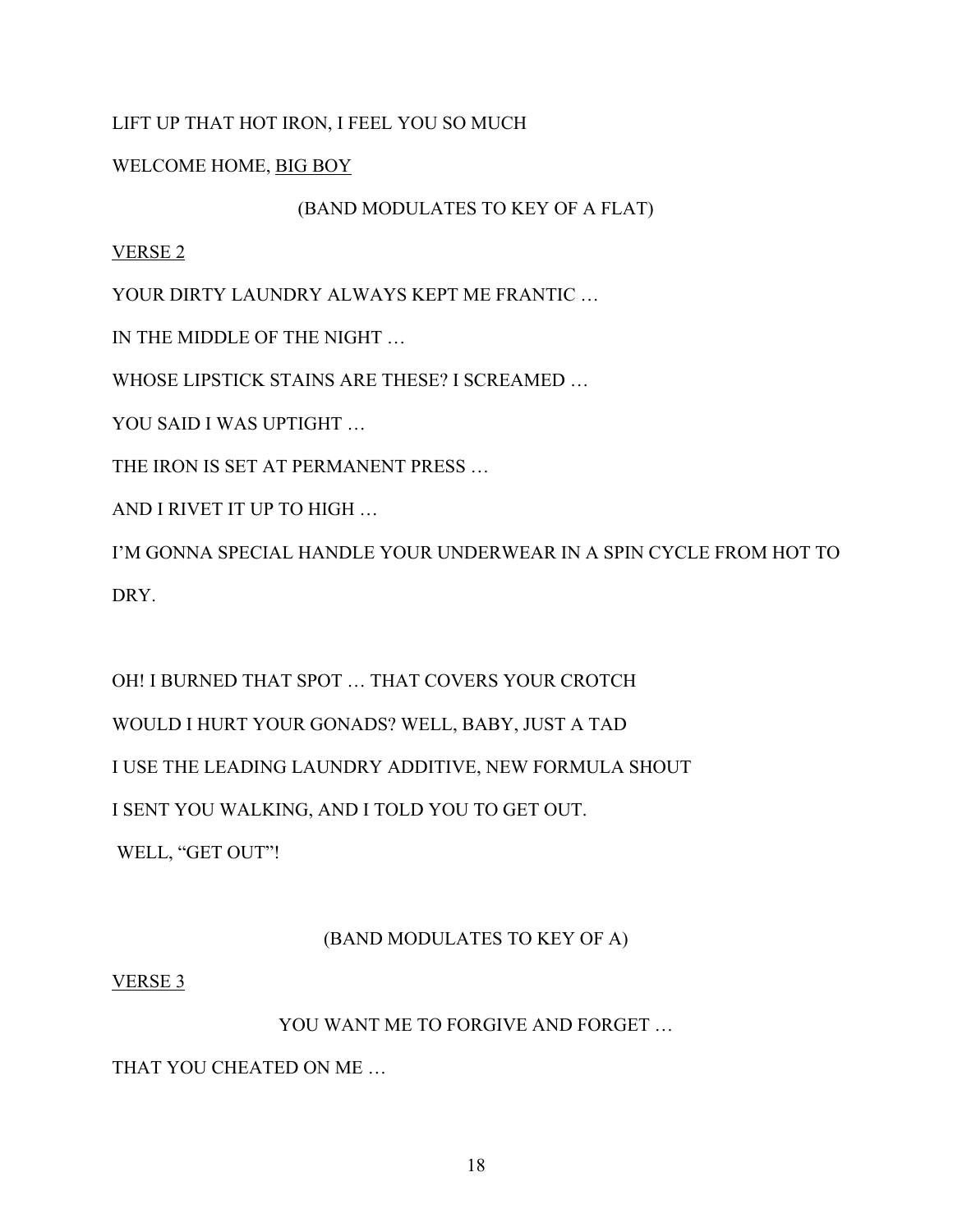LIFT UP THAT HOT IRON, I FEEL YOU SO MUCH

WELCOME HOME, <u>BIG BOY</u>

(BAND MODULATES TO KEY OF A FLAT)

<u>VERSE 2</u>

YOUR DIRTY LAUNDRY ALWAYS KEPT ME FRANTIC …

IN THE MIDDLE OF THE NIGHT …

WHOSE LIPSTICK STAINS ARE THESE? I SCREAMED …

YOU SAID I WAS UPTIGHT …

THE IRON IS SET AT PERMANENT PRESS …

AND I RIVET IT UP TO HIGH …

I'M GONNA SPECIAL HANDLE YOUR UNDERWEAR IN A SPIN CYCLE FROM HOT TO DRY.

OH! I BURNED THAT SPOT … THAT COVERS YOUR CROTCH

WOULD I HURT YOUR GONADS? WELL, BABY, JUST A TAD

I USE THE LEADING LAUNDRY ADDITIVE, NEW FORMULA SHOUT

I SENT YOU WALKING, AND I TOLD YOU TO GET OUT.

WELL, "GET OUT"!

(BAND MODULATES TO KEY OF A)

<u>VERSE 3</u>

YOU WANT ME TO FORGIVE AND FORGET …

THAT YOU CHEATED ON ME …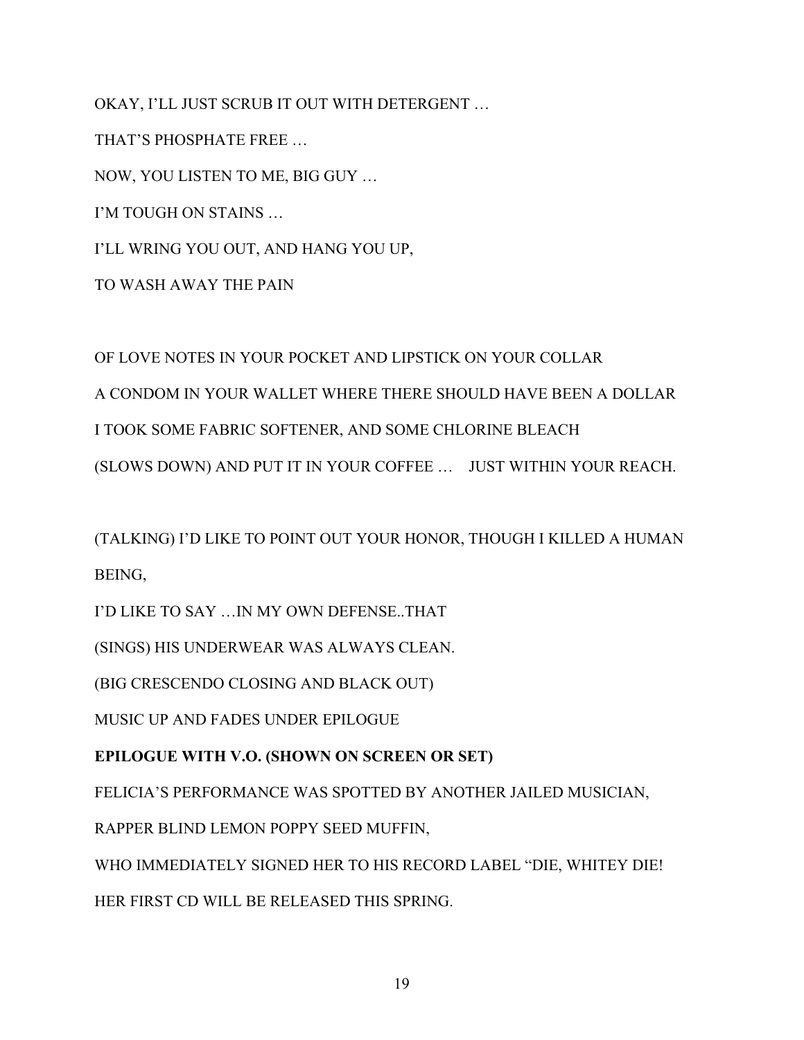OKAY, I'LL JUST SCRUB IT OUT WITH DETERGENT …

THAT'S PHOSPHATE FREE …

NOW, YOU LISTEN TO ME, BIG GUY …

I'M TOUGH ON STAINS …

I'LL WRING YOU OUT, AND HANG YOU UP,

TO WASH AWAY THE PAIN

OF LOVE NOTES IN YOUR POCKET AND LIPSTICK ON YOUR COLLAR

A CONDOM IN YOUR WALLET WHERE THERE SHOULD HAVE BEEN A DOLLAR

I TOOK SOME FABRIC SOFTENER, AND SOME CHLORINE BLEACH

(SLOWS DOWN) AND PUT IT IN YOUR COFFEE … JUST WITHIN YOUR REACH.

(TALKING) I'D LIKE TO POINT OUT YOUR HONOR, THOUGH I KILLED A HUMAN BEING,

I'D LIKE TO SAY …IN MY OWN DEFENSE..THAT

(SINGS) HIS UNDERWEAR WAS ALWAYS CLEAN.

(BIG CRESCENDO CLOSING AND BLACK OUT)

MUSIC UP AND FADES UNDER EPILOGUE

**EPILOGUE WITH V.O. (SHOWN ON SCREEN OR SET)**

FELICIA'S PERFORMANCE WAS SPOTTED BY ANOTHER JAILED MUSICIAN,

RAPPER BLIND LEMON POPPY SEED MUFFIN,

WHO IMMEDIATELY SIGNED HER TO HIS RECORD LABEL "DIE, WHITEY DIE!

HER FIRST CD WILL BE RELEASED THIS SPRING.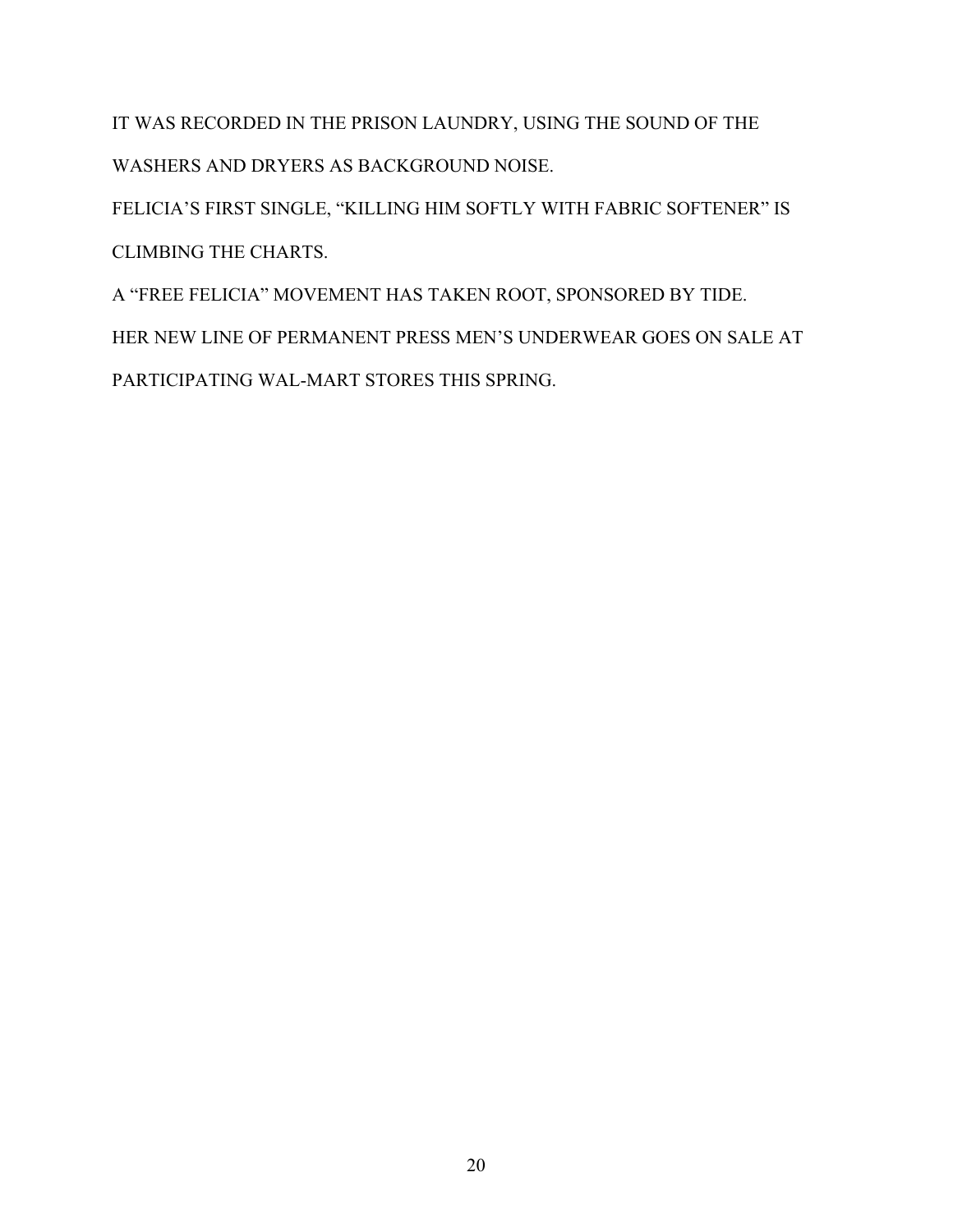IT WAS RECORDED IN THE PRISON LAUNDRY, USING THE SOUND OF THE WASHERS AND DRYERS AS BACKGROUND NOISE.

FELICIA'S FIRST SINGLE, "KILLING HIM SOFTLY WITH FABRIC SOFTENER" IS CLIMBING THE CHARTS.

A "FREE FELICIA" MOVEMENT HAS TAKEN ROOT, SPONSORED BY TIDE.

HER NEW LINE OF PERMANENT PRESS MEN'S UNDERWEAR GOES ON SALE AT PARTICIPATING WAL-MART STORES THIS SPRING.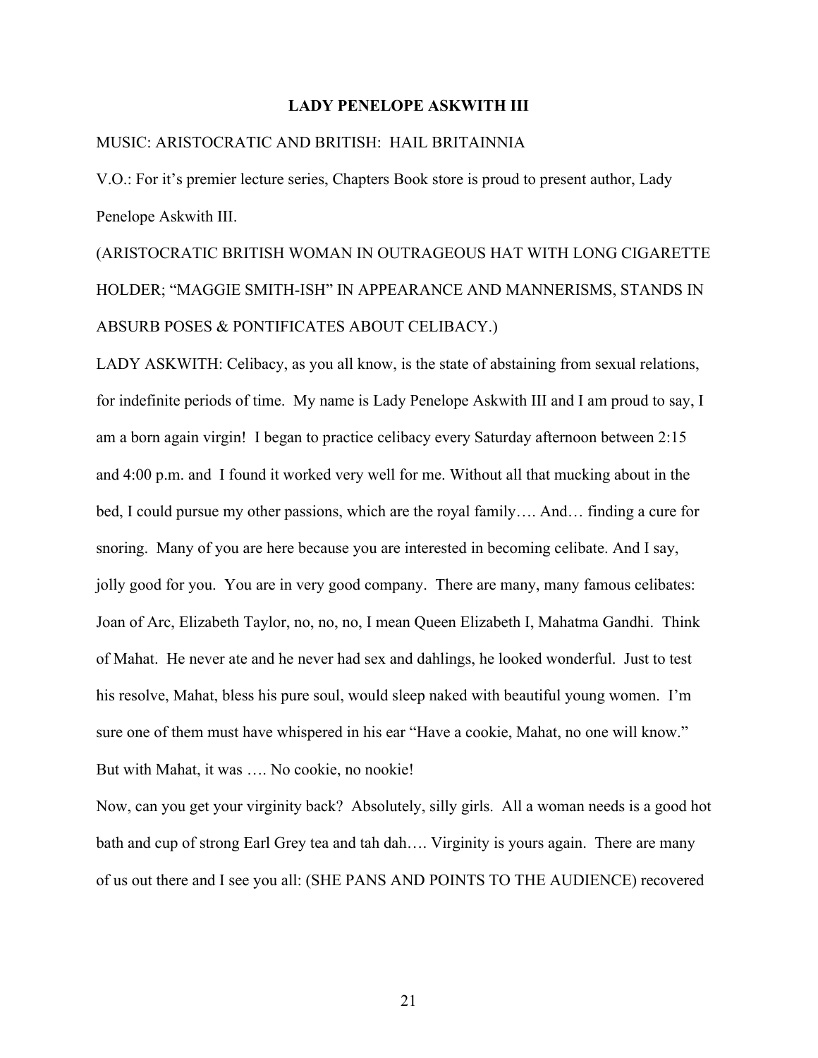**LADY PENELOPE ASKWITH III**

MUSIC: ARISTOCRATIC AND BRITISH: HAIL BRITAINNIA

V.O.: For it's premier lecture series, Chapters Book store is proud to present author, Lady Penelope Askwith III.

(ARISTOCRATIC BRITISH WOMAN IN OUTRAGEOUS HAT WITH LONG CIGARETTE HOLDER; "MAGGIE SMITH-ISH" IN APPEARANCE AND MANNERISMS, STANDS IN ABSURB POSES & PONTIFICATES ABOUT CELIBACY.)

LADY ASKWITH: Celibacy, as you all know, is the state of abstaining from sexual relations, for indefinite periods of time. My name is Lady Penelope Askwith III and I am proud to say, I am a born again virgin! I began to practice celibacy every Saturday afternoon between 2:15 and 4:00 p.m. and I found it worked very well for me. Without all that mucking about in the bed, I could pursue my other passions, which are the royal family…. And… finding a cure for snoring. Many of you are here because you are interested in becoming celibate. And I say, jolly good for you. You are in very good company. There are many, many famous celibates: Joan of Arc, Elizabeth Taylor, no, no, no, I mean Queen Elizabeth I, Mahatma Gandhi. Think of Mahat. He never ate and he never had sex and dahlings, he looked wonderful. Just to test his resolve, Mahat, bless his pure soul, would sleep naked with beautiful young women. I'm sure one of them must have whispered in his ear "Have a cookie, Mahat, no one will know." But with Mahat, it was …. No cookie, no nookie!

Now, can you get your virginity back? Absolutely, silly girls. All a woman needs is a good hot bath and cup of strong Earl Grey tea and tah dah…. Virginity is yours again. There are many of us out there and I see you all: (SHE PANS AND POINTS TO THE AUDIENCE) recovered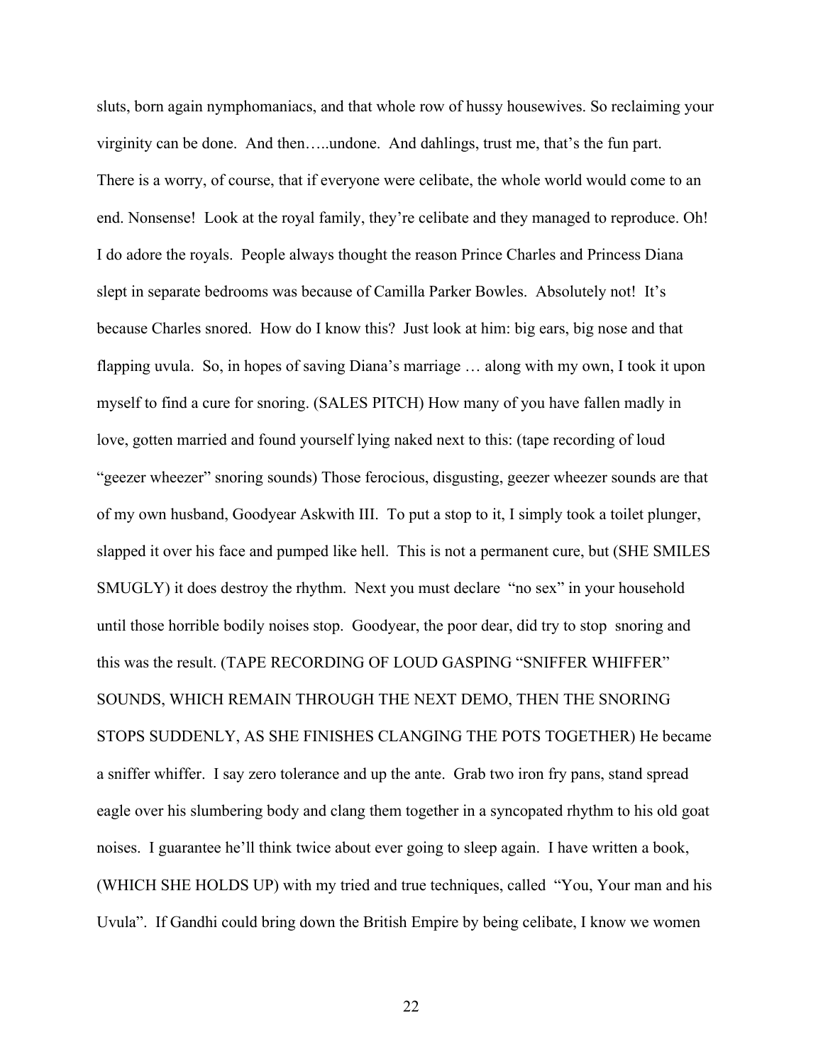sluts, born again nymphomaniacs, and that whole row of hussy housewives. So reclaiming your virginity can be done. And then…..undone. And dahlings, trust me, that's the fun part. There is a worry, of course, that if everyone were celibate, the whole world would come to an end. Nonsense! Look at the royal family, they're celibate and they managed to reproduce. Oh! I do adore the royals. People always thought the reason Prince Charles and Princess Diana slept in separate bedrooms was because of Camilla Parker Bowles. Absolutely not! It's because Charles snored. How do I know this? Just look at him: big ears, big nose and that flapping uvula. So, in hopes of saving Diana's marriage … along with my own, I took it upon myself to find a cure for snoring. (SALES PITCH) How many of you have fallen madly in love, gotten married and found yourself lying naked next to this: (tape recording of loud "geezer wheezer" snoring sounds) Those ferocious, disgusting, geezer wheezer sounds are that of my own husband, Goodyear Askwith III. To put a stop to it, I simply took a toilet plunger, slapped it over his face and pumped like hell. This is not a permanent cure, but (SHE SMILES SMUGLY) it does destroy the rhythm. Next you must declare "no sex" in your household until those horrible bodily noises stop. Goodyear, the poor dear, did try to stop snoring and this was the result. (TAPE RECORDING OF LOUD GASPING "SNIFFER WHIFFER" SOUNDS, WHICH REMAIN THROUGH THE NEXT DEMO, THEN THE SNORING STOPS SUDDENLY, AS SHE FINISHES CLANGING THE POTS TOGETHER) He became a sniffer whiffer. I say zero tolerance and up the ante. Grab two iron fry pans, stand spread eagle over his slumbering body and clang them together in a syncopated rhythm to his old goat noises. I guarantee he'll think twice about ever going to sleep again. I have written a book, (WHICH SHE HOLDS UP) with my tried and true techniques, called "You, Your man and his Uvula". If Gandhi could bring down the British Empire by being celibate, I know we women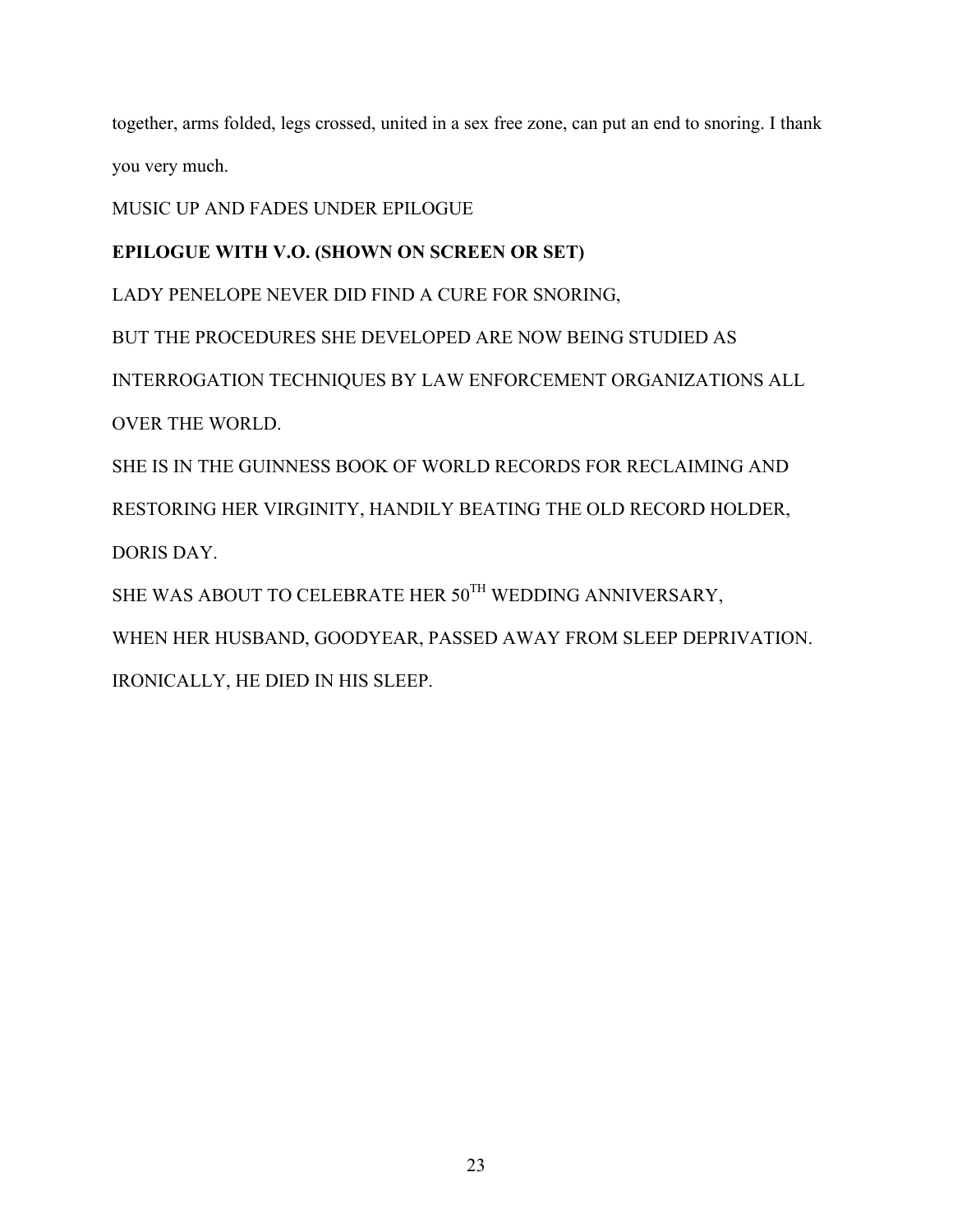together, arms folded, legs crossed, united in a sex free zone, can put an end to snoring. I thank you very much.

MUSIC UP AND FADES UNDER EPILOGUE

**EPILOGUE WITH V.O. (SHOWN ON SCREEN OR SET)**

LADY PENELOPE NEVER DID FIND A CURE FOR SNORING,

BUT THE PROCEDURES SHE DEVELOPED ARE NOW BEING STUDIED AS INTERROGATION TECHNIQUES BY LAW ENFORCEMENT ORGANIZATIONS ALL OVER THE WORLD.

SHE IS IN THE GUINNESS BOOK OF WORLD RECORDS FOR RECLAIMING AND RESTORING HER VIRGINITY, HANDILY BEATING THE OLD RECORD HOLDER, DORIS DAY.

SHE WAS ABOUT TO CELEBRATE HER 50TH WEDDING ANNIVERSARY,

WHEN HER HUSBAND, GOODYEAR, PASSED AWAY FROM SLEEP DEPRIVATION.

IRONICALLY, HE DIED IN HIS SLEEP.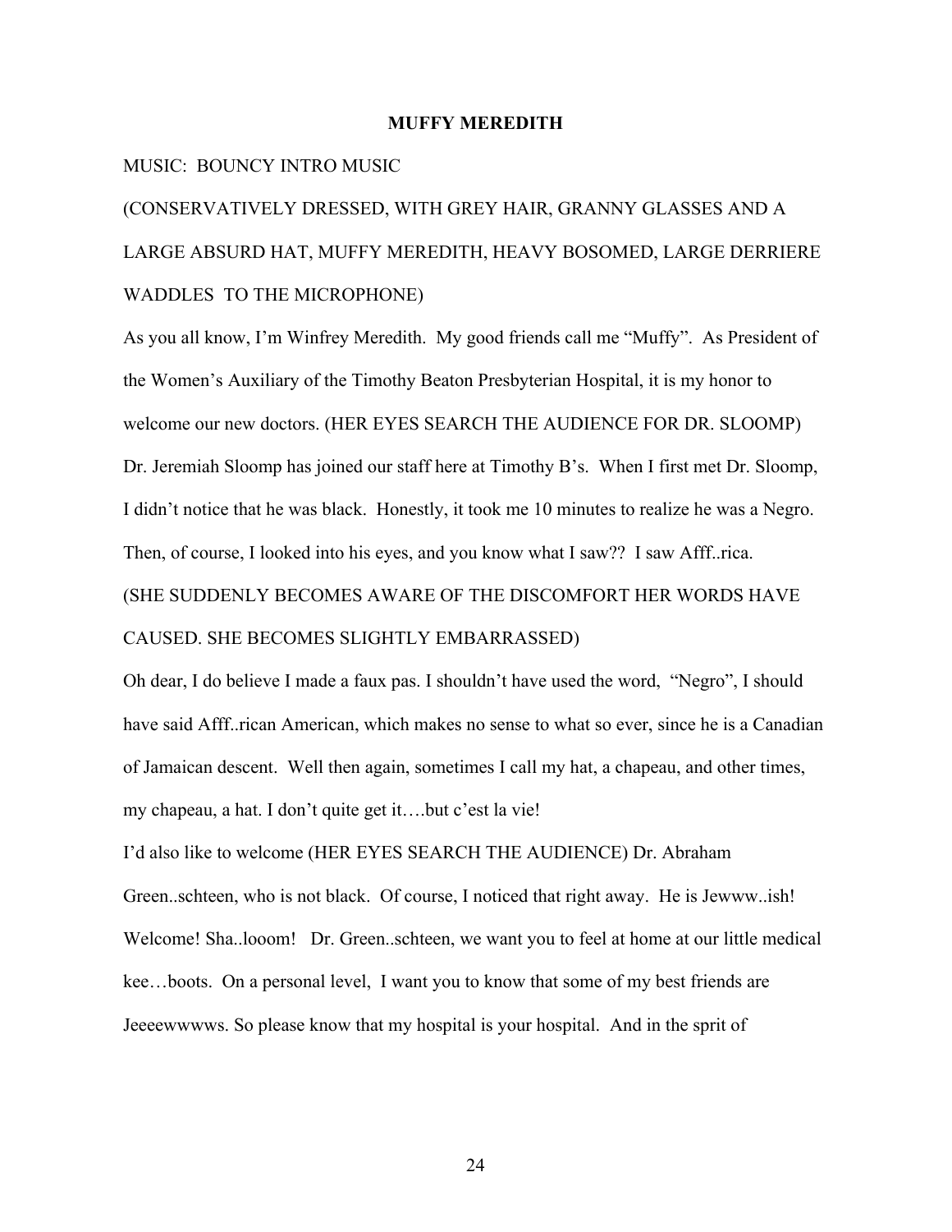**MUFFY MEREDITH**

MUSIC: BOUNCY INTRO MUSIC

(CONSERVATIVELY DRESSED, WITH GREY HAIR, GRANNY GLASSES AND A LARGE ABSURD HAT, MUFFY MEREDITH, HEAVY BOSOMED, LARGE DERRIERE WADDLES TO THE MICROPHONE)

As you all know, I'm Winfrey Meredith. My good friends call me "Muffy". As President of the Women's Auxiliary of the Timothy Beaton Presbyterian Hospital, it is my honor to welcome our new doctors. (HER EYES SEARCH THE AUDIENCE FOR DR. SLOOMP) Dr. Jeremiah Sloomp has joined our staff here at Timothy B's. When I first met Dr. Sloomp, I didn't notice that he was black. Honestly, it took me 10 minutes to realize he was a Negro. Then, of course, I looked into his eyes, and you know what I saw?? I saw Afff..rica.

(SHE SUDDENLY BECOMES AWARE OF THE DISCOMFORT HER WORDS HAVE CAUSED. SHE BECOMES SLIGHTLY EMBARRASSED)

Oh dear, I do believe I made a faux pas. I shouldn't have used the word, "Negro", I should have said Afff..rican American, which makes no sense to what so ever, since he is a Canadian of Jamaican descent. Well then again, sometimes I call my hat, a chapeau, and other times, my chapeau, a hat. I don't quite get it….but c'est la vie!

I'd also like to welcome (HER EYES SEARCH THE AUDIENCE) Dr. Abraham Green..schteen, who is not black. Of course, I noticed that right away. He is Jewww..ish! Welcome! Sha..looom! Dr. Green..schteen, we want you to feel at home at our little medical kee…boots. On a personal level, I want you to know that some of my best friends are Jeeeewwwws. So please know that my hospital is your hospital. And in the sprit of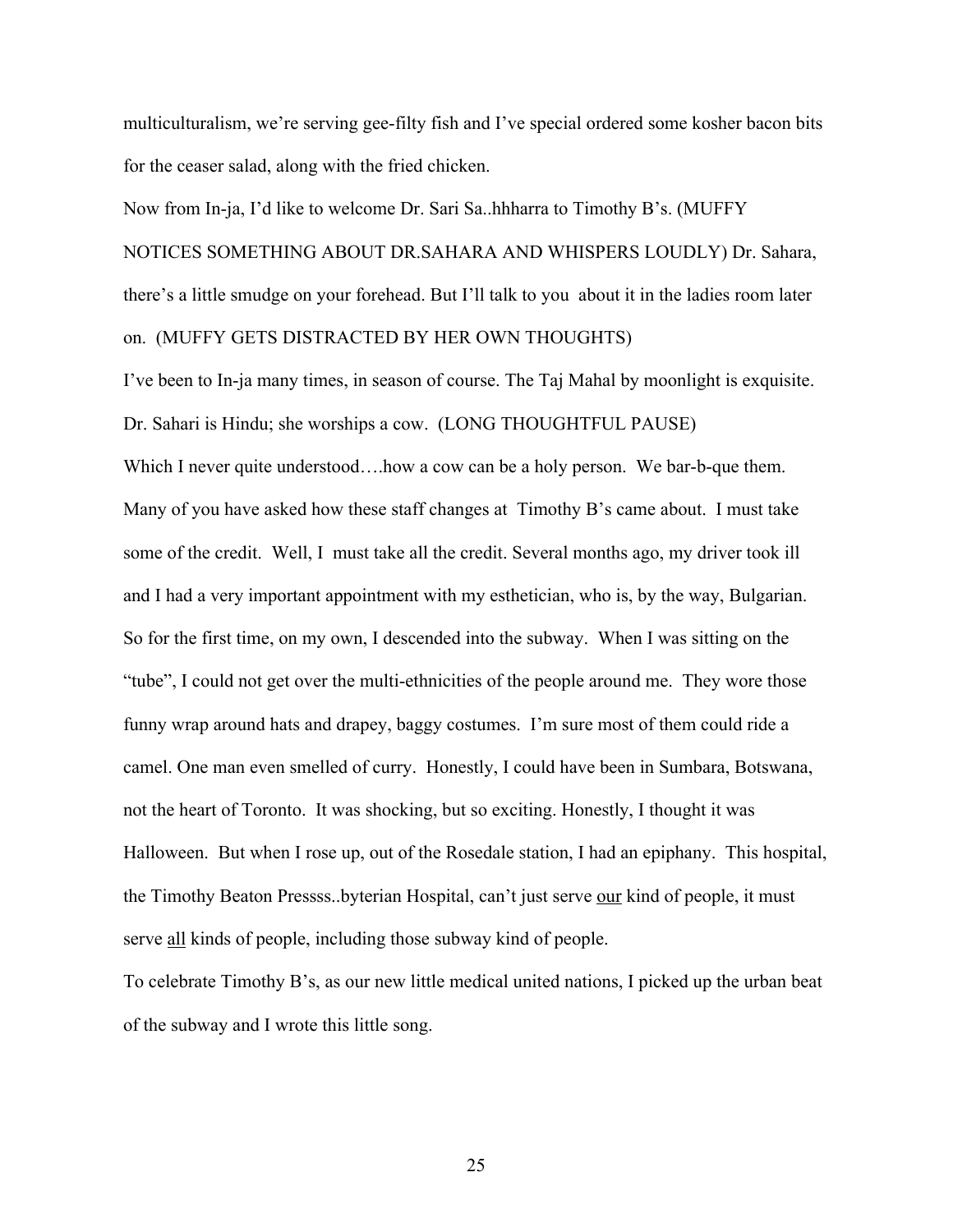multiculturalism, we're serving gee-filty fish and I've special ordered some kosher bacon bits for the ceaser salad, along with the fried chicken.

Now from In-ja, I'd like to welcome Dr. Sari Sa..hhharra to Timothy B's. (MUFFY NOTICES SOMETHING ABOUT DR.SAHARA AND WHISPERS LOUDLY) Dr. Sahara, there's a little smudge on your forehead. But I'll talk to you about it in the ladies room later on. (MUFFY GETS DISTRACTED BY HER OWN THOUGHTS)

I've been to In-ja many times, in season of course. The Taj Mahal by moonlight is exquisite. Dr. Sahari is Hindu; she worships a cow. (LONG THOUGHTFUL PAUSE)

Which I never quite understood….how a cow can be a holy person. We bar-b-que them.

Many of you have asked how these staff changes at Timothy B's came about. I must take some of the credit. Well, I must take all the credit. Several months ago, my driver took ill and I had a very important appointment with my esthetician, who is, by the way, Bulgarian. So for the first time, on my own, I descended into the subway. When I was sitting on the "tube", I could not get over the multi-ethnicities of the people around me. They wore those funny wrap around hats and drapey, baggy costumes. I'm sure most of them could ride a camel. One man even smelled of curry. Honestly, I could have been in Sumbara, Botswana, not the heart of Toronto. It was shocking, but so exciting. Honestly, I thought it was Halloween. But when I rose up, out of the Rosedale station, I had an epiphany. This hospital, the Timothy Beaton Pressss..byterian Hospital, can't just serve <u>our</u> kind of people, it must serve <u>all</u> kinds of people, including those subway kind of people.

To celebrate Timothy B's, as our new little medical united nations, I picked up the urban beat of the subway and I wrote this little song.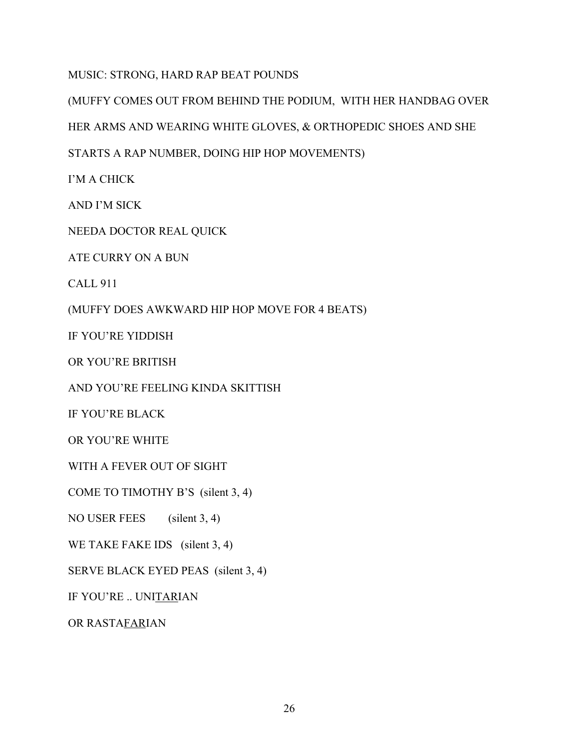MUSIC: STRONG, HARD RAP BEAT POUNDS

(MUFFY COMES OUT FROM BEHIND THE PODIUM, WITH HER HANDBAG OVER HER ARMS AND WEARING WHITE GLOVES, & ORTHOPEDIC SHOES AND SHE STARTS A RAP NUMBER, DOING HIP HOP MOVEMENTS)

I'M A CHICK

AND I'M SICK

NEEDA DOCTOR REAL QUICK

ATE CURRY ON A BUN

CALL 911

(MUFFY DOES AWKWARD HIP HOP MOVE FOR 4 BEATS)

IF YOU'RE YIDDISH

OR YOU'RE BRITISH

AND YOU'RE FEELING KINDA SKITTISH

IF YOU'RE BLACK

OR YOU'RE WHITE

WITH A FEVER OUT OF SIGHT

COME TO TIMOTHY B'S (silent 3, 4)

NO USER FEES (silent 3, 4)

WE TAKE FAKE IDS (silent 3, 4)

SERVE BLACK EYED PEAS (silent 3, 4)

IF YOU'RE .. UNI<u>TAR</u>IAN

OR RASTA<u>FAR</u>IAN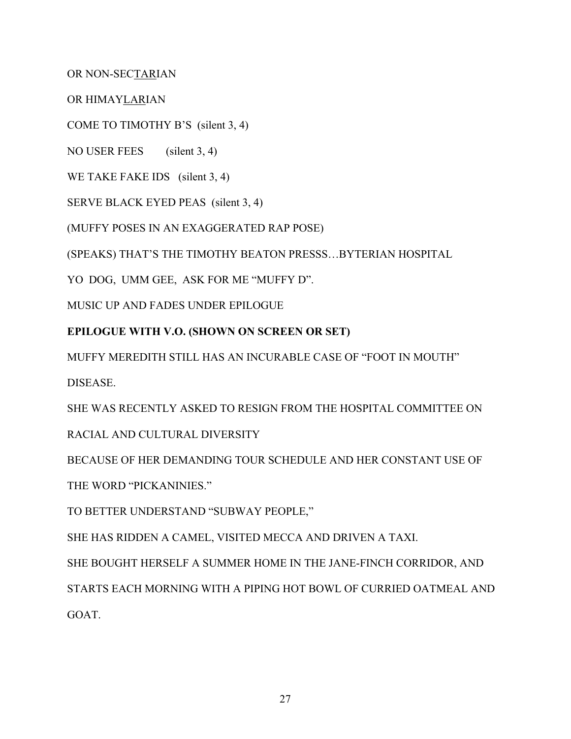OR NON-SEC<u>TAR</u>IAN

OR HIMAYL<u>LAR</u>IAN

COME TO TIMOTHY B'S (silent 3, 4)

NO USER FEES (silent 3, 4)

WE TAKE FAKE IDS (silent 3, 4)

SERVE BLACK EYED PEAS (silent 3, 4)

(MUFFY POSES IN AN EXAGGERATED RAP POSE)

(SPEAKS) THAT'S THE TIMOTHY BEATON PRESSS…BYTERIAN HOSPITAL

YO DOG, UMM GEE, ASK FOR ME "MUFFY D".

MUSIC UP AND FADES UNDER EPILOGUE

**EPILOGUE WITH V.O. (SHOWN ON SCREEN OR SET)**

MUFFY MEREDITH STILL HAS AN INCURABLE CASE OF "FOOT IN MOUTH" DISEASE.

SHE WAS RECENTLY ASKED TO RESIGN FROM THE HOSPITAL COMMITTEE ON RACIAL AND CULTURAL DIVERSITY

BECAUSE OF HER DEMANDING TOUR SCHEDULE AND HER CONSTANT USE OF THE WORD "PICKANINIES."

TO BETTER UNDERSTAND "SUBWAY PEOPLE,"

SHE HAS RIDDEN A CAMEL, VISITED MECCA AND DRIVEN A TAXI.

SHE BOUGHT HERSELF A SUMMER HOME IN THE JANE-FINCH CORRIDOR, AND STARTS EACH MORNING WITH A PIPING HOT BOWL OF CURRIED OATMEAL AND GOAT.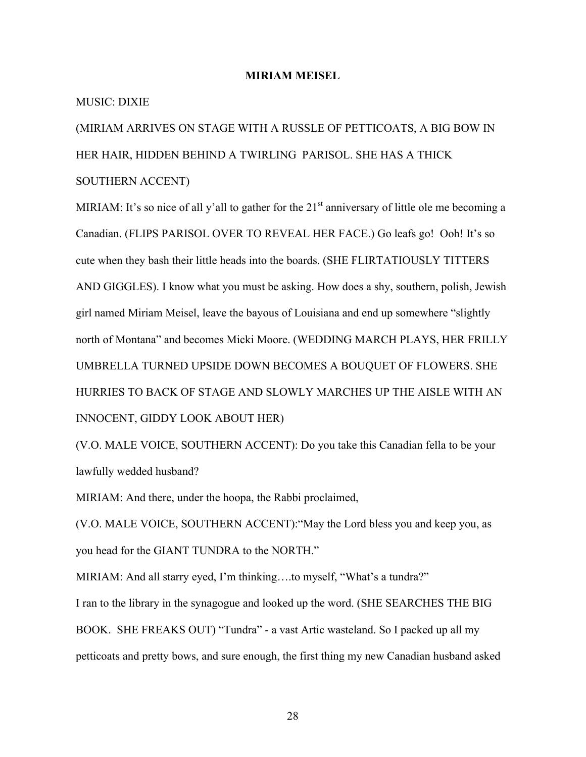**MIRIAM MEISEL**

MUSIC: DIXIE

(MIRIAM ARRIVES ON STAGE WITH A RUSSLE OF PETTICOATS, A BIG BOW IN HER HAIR, HIDDEN BEHIND A TWIRLING PARISOL. SHE HAS A THICK SOUTHERN ACCENT)

MIRIAM: It's so nice of all y'all to gather for the 21st anniversary of little ole me becoming a Canadian. (FLIPS PARISOL OVER TO REVEAL HER FACE.) Go leafs go! Ooh! It's so cute when they bash their little heads into the boards. (SHE FLIRTATIOUSLY TITTERS AND GIGGLES). I know what you must be asking. How does a shy, southern, polish, Jewish girl named Miriam Meisel, leave the bayous of Louisiana and end up somewhere "slightly north of Montana" and becomes Micki Moore. (WEDDING MARCH PLAYS, HER FRILLY UMBRELLA TURNED UPSIDE DOWN BECOMES A BOUQUET OF FLOWERS. SHE HURRIES TO BACK OF STAGE AND SLOWLY MARCHES UP THE AISLE WITH AN INNOCENT, GIDDY LOOK ABOUT HER)

(V.O. MALE VOICE, SOUTHERN ACCENT): Do you take this Canadian fella to be your lawfully wedded husband?

MIRIAM: And there, under the hoopa, the Rabbi proclaimed,

(V.O. MALE VOICE, SOUTHERN ACCENT):"May the Lord bless you and keep you, as you head for the GIANT TUNDRA to the NORTH."

MIRIAM: And all starry eyed, I'm thinking….to myself, "What's a tundra?"

I ran to the library in the synagogue and looked up the word. (SHE SEARCHES THE BIG BOOK. SHE FREAKS OUT) "Tundra" - a vast Artic wasteland. So I packed up all my petticoats and pretty bows, and sure enough, the first thing my new Canadian husband asked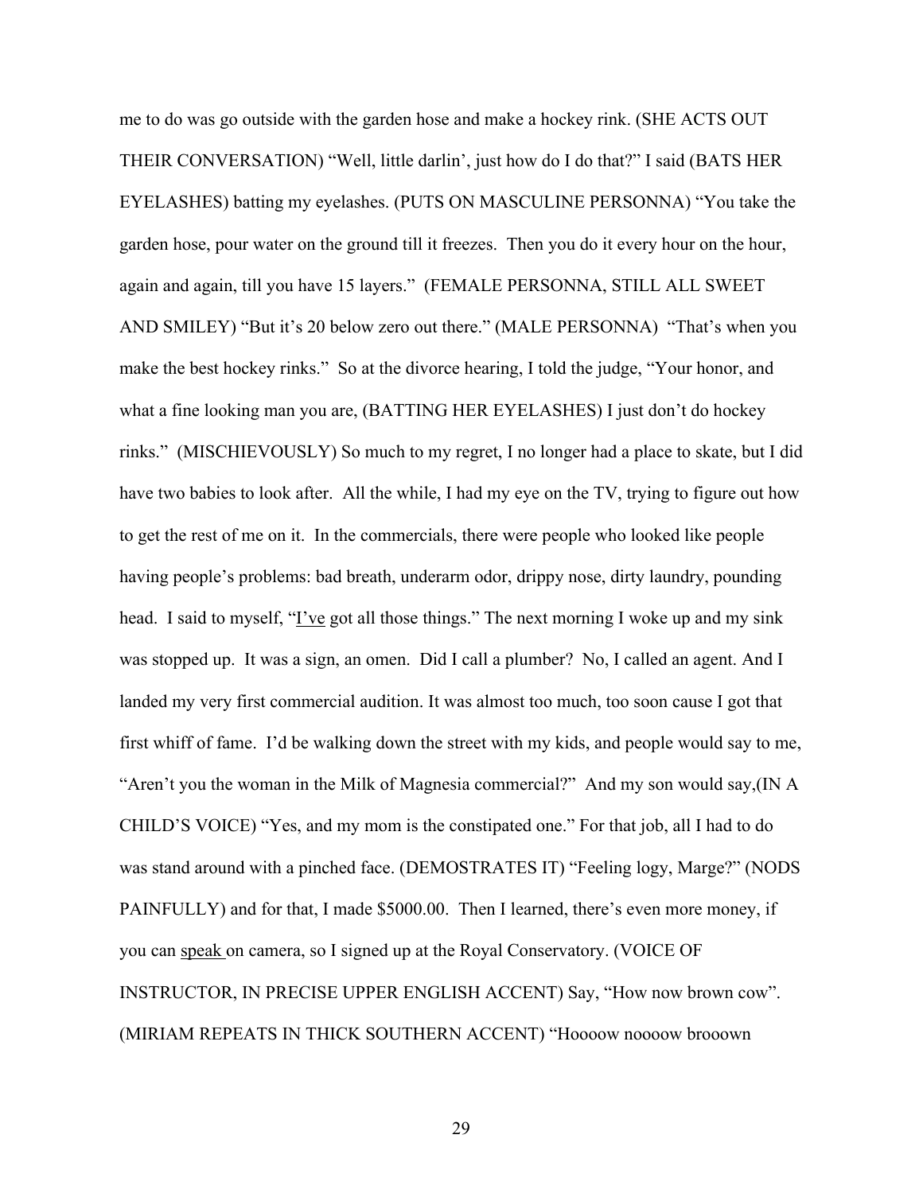me to do was go outside with the garden hose and make a hockey rink. (SHE ACTS OUT THEIR CONVERSATION) "Well, little darlin', just how do I do that?" I said (BATS HER EYELASHES) batting my eyelashes. (PUTS ON MASCULINE PERSONNA) "You take the garden hose, pour water on the ground till it freezes. Then you do it every hour on the hour, again and again, till you have 15 layers." (FEMALE PERSONNA, STILL ALL SWEET AND SMILEY) "But it's 20 below zero out there." (MALE PERSONNA) "That's when you make the best hockey rinks." So at the divorce hearing, I told the judge, "Your honor, and what a fine looking man you are, (BATTING HER EYELASHES) I just don't do hockey rinks." (MISCHIEVOUSLY) So much to my regret, I no longer had a place to skate, but I did have two babies to look after. All the while, I had my eye on the TV, trying to figure out how to get the rest of me on it. In the commercials, there were people who looked like people having people's problems: bad breath, underarm odor, drippy nose, dirty laundry, pounding head. I said to myself, "<u>I've</u> got all those things." The next morning I woke up and my sink was stopped up. It was a sign, an omen. Did I call a plumber? No, I called an agent. And I landed my very first commercial audition. It was almost too much, too soon cause I got that first whiff of fame. I'd be walking down the street with my kids, and people would say to me, "Aren't you the woman in the Milk of Magnesia commercial?" And my son would say,(IN A CHILD'S VOICE) "Yes, and my mom is the constipated one." For that job, all I had to do was stand around with a pinched face. (DEMOSTRATES IT) "Feeling logy, Marge?" (NODS PAINFULLY) and for that, I made $5000.00. Then I learned, there's even more money, if you can <u>speak</u> on camera, so I signed up at the Royal Conservatory. (VOICE OF INSTRUCTOR, IN PRECISE UPPER ENGLISH ACCENT) Say, "How now brown cow". (MIRIAM REPEATS IN THICK SOUTHERN ACCENT) "Hoooow noooow brooown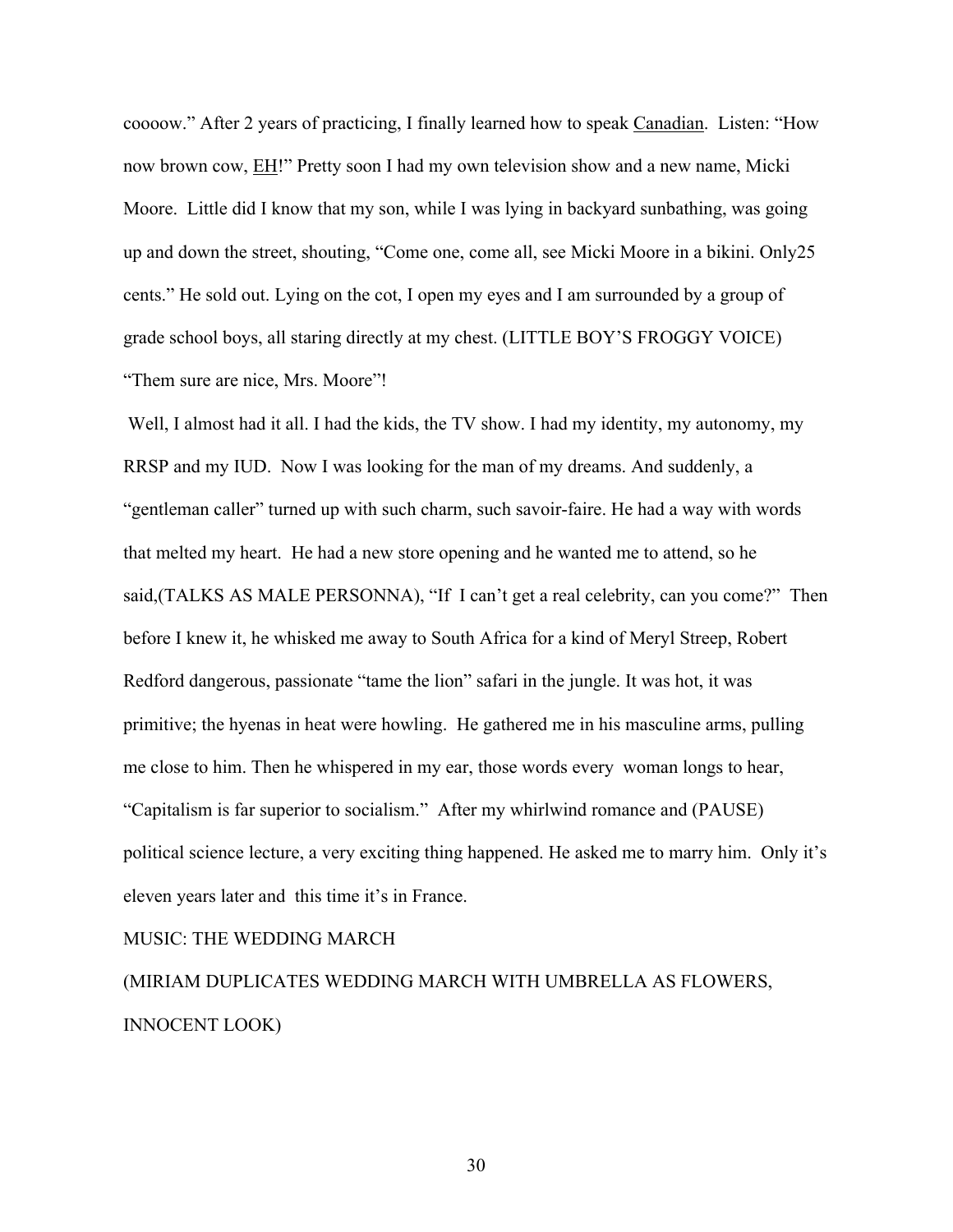coooow." After 2 years of practicing, I finally learned how to speak <u>Canadian</u>. Listen: "How now brown cow, <u>EH</u>!" Pretty soon I had my own television show and a new name, Micki Moore. Little did I know that my son, while I was lying in backyard sunbathing, was going up and down the street, shouting, "Come one, come all, see Micki Moore in a bikini. Only25 cents." He sold out. Lying on the cot, I open my eyes and I am surrounded by a group of grade school boys, all staring directly at my chest. (LITTLE BOY'S FROGGY VOICE) "Them sure are nice, Mrs. Moore"!

Well, I almost had it all. I had the kids, the TV show. I had my identity, my autonomy, my RRSP and my IUD. Now I was looking for the man of my dreams. And suddenly, a "gentleman caller" turned up with such charm, such savoir-faire. He had a way with words that melted my heart. He had a new store opening and he wanted me to attend, so he said,(TALKS AS MALE PERSONNA), "If I can't get a real celebrity, can you come?" Then before I knew it, he whisked me away to South Africa for a kind of Meryl Streep, Robert Redford dangerous, passionate "tame the lion" safari in the jungle. It was hot, it was primitive; the hyenas in heat were howling. He gathered me in his masculine arms, pulling me close to him. Then he whispered in my ear, those words every woman longs to hear, "Capitalism is far superior to socialism." After my whirlwind romance and (PAUSE) political science lecture, a very exciting thing happened. He asked me to marry him. Only it's eleven years later and this time it's in France.

MUSIC: THE WEDDING MARCH

(MIRIAM DUPLICATES WEDDING MARCH WITH UMBRELLA AS FLOWERS, INNOCENT LOOK)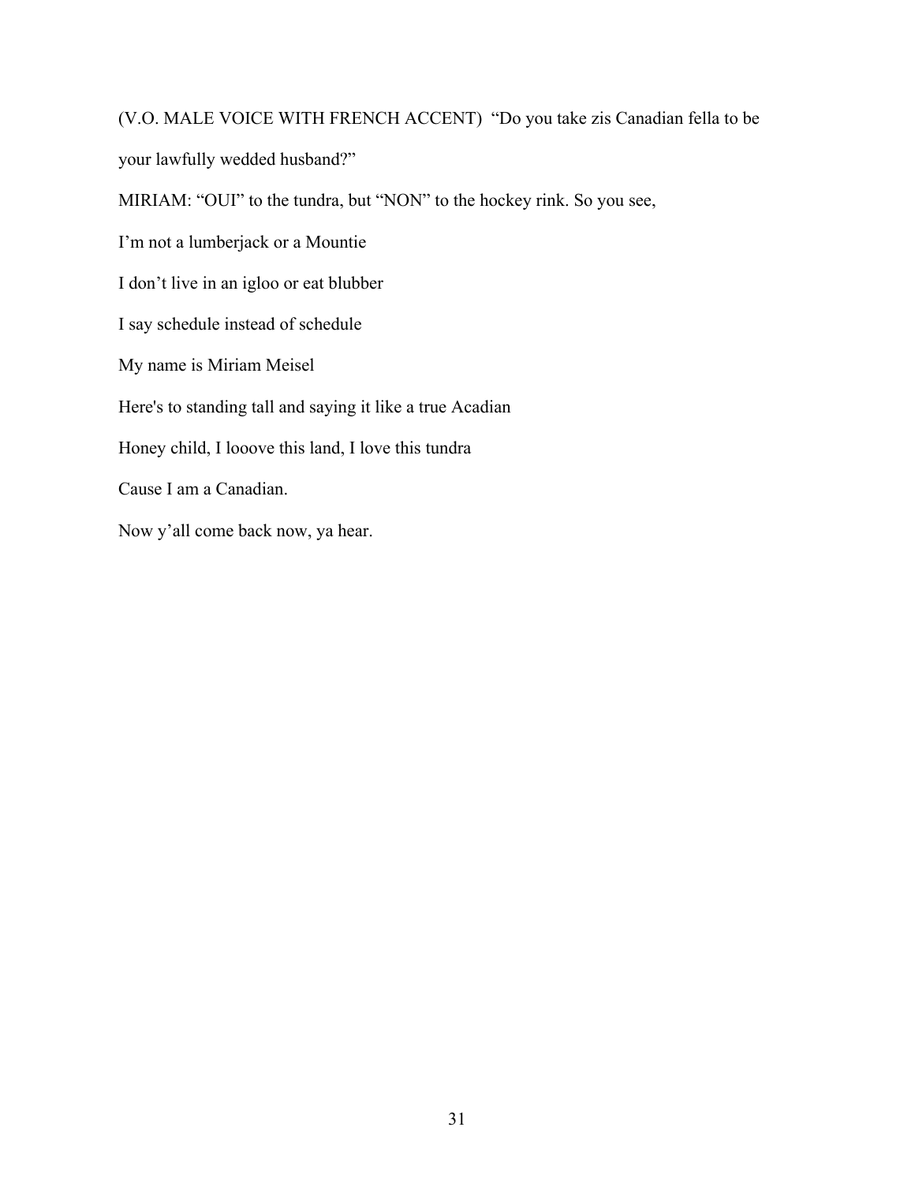(V.O. MALE VOICE WITH FRENCH ACCENT) "Do you take zis Canadian fella to be your lawfully wedded husband?"

MIRIAM: "OUI" to the tundra, but "NON" to the hockey rink. So you see,

I'm not a lumberjack or a Mountie

I don't live in an igloo or eat blubber

I say schedule instead of schedule

My name is Miriam Meisel

Here's to standing tall and saying it like a true Acadian

Honey child, I looove this land, I love this tundra

Cause I am a Canadian.

Now y'all come back now, ya hear.